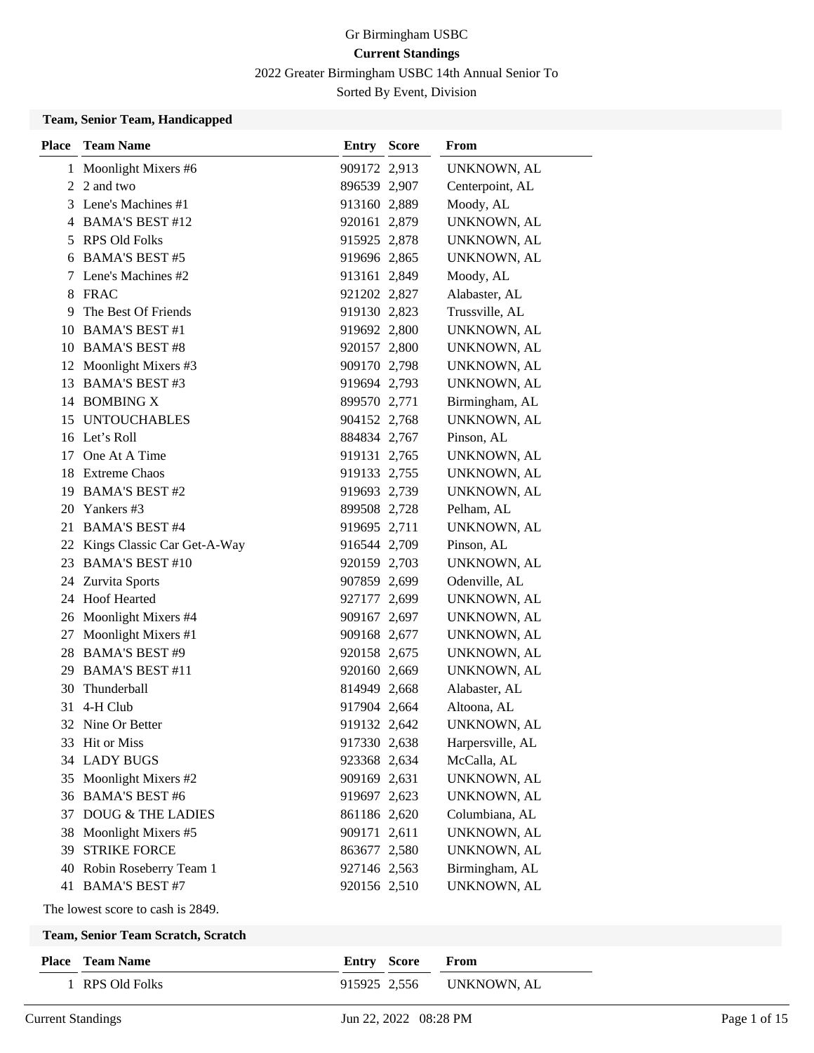# Gr Birmingham USBC

## Current Standings

2022 Greater Birmingham USBC 14th Annual Senior To

Sorted By Event, Division

### Team, Senior Team, Handicapped

| Place | Team Name | Entry | Score | From |
|---|---|---|---|---|
| 1 | Moonlight Mixers #6 | 909172 | 2,913 | UNKNOWN, AL |
| 2 | 2 and two | 896539 | 2,907 | Centerpoint, AL |
| 3 | Lene's Machines #1 | 913160 | 2,889 | Moody, AL |
| 4 | BAMA'S BEST #12 | 920161 | 2,879 | UNKNOWN, AL |
| 5 | RPS Old Folks | 915925 | 2,878 | UNKNOWN, AL |
| 6 | BAMA'S BEST #5 | 919696 | 2,865 | UNKNOWN, AL |
| 7 | Lene's Machines #2 | 913161 | 2,849 | Moody, AL |
| 8 | FRAC | 921202 | 2,827 | Alabaster, AL |
| 9 | The Best Of Friends | 919130 | 2,823 | Trussville, AL |
| 10 | BAMA'S BEST #1 | 919692 | 2,800 | UNKNOWN, AL |
| 10 | BAMA'S BEST #8 | 920157 | 2,800 | UNKNOWN, AL |
| 12 | Moonlight Mixers #3 | 909170 | 2,798 | UNKNOWN, AL |
| 13 | BAMA'S BEST #3 | 919694 | 2,793 | UNKNOWN, AL |
| 14 | BOMBING X | 899570 | 2,771 | Birmingham, AL |
| 15 | UNTOUCHABLES | 904152 | 2,768 | UNKNOWN, AL |
| 16 | Let's Roll | 884834 | 2,767 | Pinson, AL |
| 17 | One At A Time | 919131 | 2,765 | UNKNOWN, AL |
| 18 | Extreme Chaos | 919133 | 2,755 | UNKNOWN, AL |
| 19 | BAMA'S BEST #2 | 919693 | 2,739 | UNKNOWN, AL |
| 20 | Yankers #3 | 899508 | 2,728 | Pelham, AL |
| 21 | BAMA'S BEST #4 | 919695 | 2,711 | UNKNOWN, AL |
| 22 | Kings Classic Car Get-A-Way | 916544 | 2,709 | Pinson, AL |
| 23 | BAMA'S BEST #10 | 920159 | 2,703 | UNKNOWN, AL |
| 24 | Zurvita Sports | 907859 | 2,699 | Odenville, AL |
| 24 | Hoof Hearted | 927177 | 2,699 | UNKNOWN, AL |
| 26 | Moonlight Mixers #4 | 909167 | 2,697 | UNKNOWN, AL |
| 27 | Moonlight Mixers #1 | 909168 | 2,677 | UNKNOWN, AL |
| 28 | BAMA'S BEST #9 | 920158 | 2,675 | UNKNOWN, AL |
| 29 | BAMA'S BEST #11 | 920160 | 2,669 | UNKNOWN, AL |
| 30 | Thunderball | 814949 | 2,668 | Alabaster, AL |
| 31 | 4-H Club | 917904 | 2,664 | Altoona, AL |
| 32 | Nine Or Better | 919132 | 2,642 | UNKNOWN, AL |
| 33 | Hit or Miss | 917330 | 2,638 | Harpersville, AL |
| 34 | LADY BUGS | 923368 | 2,634 | McCalla, AL |
| 35 | Moonlight Mixers #2 | 909169 | 2,631 | UNKNOWN, AL |
| 36 | BAMA'S BEST #6 | 919697 | 2,623 | UNKNOWN, AL |
| 37 | DOUG & THE LADIES | 861186 | 2,620 | Columbiana, AL |
| 38 | Moonlight Mixers #5 | 909171 | 2,611 | UNKNOWN, AL |
| 39 | STRIKE FORCE | 863677 | 2,580 | UNKNOWN, AL |
| 40 | Robin Roseberry Team 1 | 927146 | 2,563 | Birmingham, AL |
| 41 | BAMA'S BEST #7 | 920156 | 2,510 | UNKNOWN, AL |

The lowest score to cash is 2849.

### Team, Senior Team Scratch, Scratch

| Place | Team Name | Entry | Score | From |
|---|---|---|---|---|
| 1 | RPS Old Folks | 915925 | 2,556 | UNKNOWN, AL |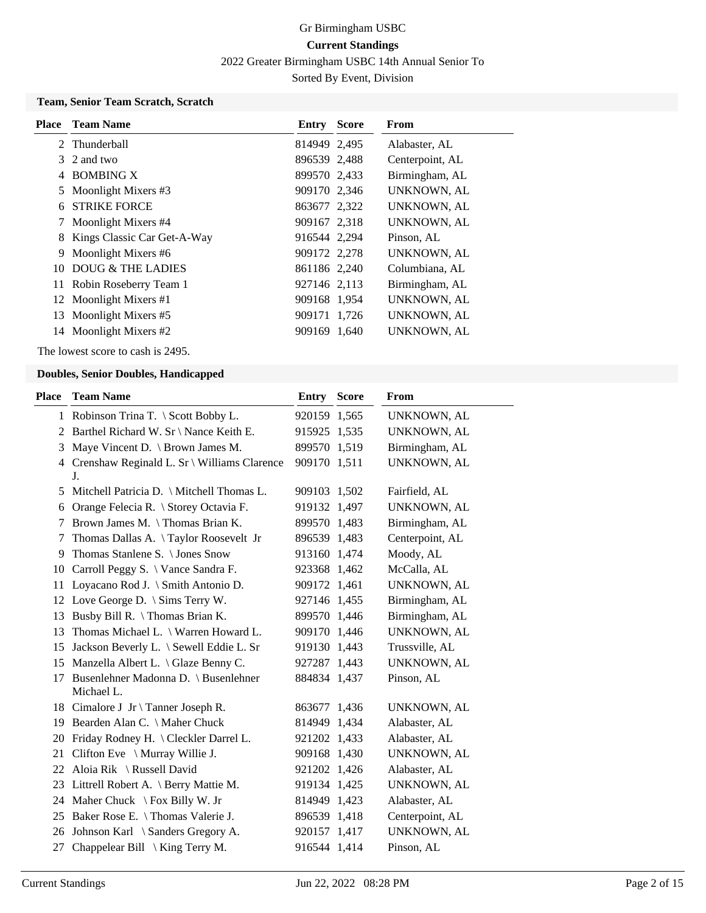Gr Birmingham USBC

**Current Standings**

2022 Greater Birmingham USBC 14th Annual Senior To

Sorted By Event, Division

### Team, Senior Team Scratch, Scratch

| Place | Team Name | Entry | Score | From |
|---|---|---|---|---|
| 2 | Thunderball | 814949 | 2,495 | Alabaster, AL |
| 3 | 2 and two | 896539 | 2,488 | Centerpoint, AL |
| 4 | BOMBING X | 899570 | 2,433 | Birmingham, AL |
| 5 | Moonlight Mixers #3 | 909170 | 2,346 | UNKNOWN, AL |
| 6 | STRIKE FORCE | 863677 | 2,322 | UNKNOWN, AL |
| 7 | Moonlight Mixers #4 | 909167 | 2,318 | UNKNOWN, AL |
| 8 | Kings Classic Car Get-A-Way | 916544 | 2,294 | Pinson, AL |
| 9 | Moonlight Mixers #6 | 909172 | 2,278 | UNKNOWN, AL |
| 10 | DOUG & THE LADIES | 861186 | 2,240 | Columbiana, AL |
| 11 | Robin Roseberry Team 1 | 927146 | 2,113 | Birmingham, AL |
| 12 | Moonlight Mixers #1 | 909168 | 1,954 | UNKNOWN, AL |
| 13 | Moonlight Mixers #5 | 909171 | 1,726 | UNKNOWN, AL |
| 14 | Moonlight Mixers #2 | 909169 | 1,640 | UNKNOWN, AL |

The lowest score to cash is 2495.

### Doubles, Senior Doubles, Handicapped

| Place | Team Name | Entry | Score | From |
|---|---|---|---|---|
| 1 | Robinson Trina T. \ Scott Bobby L. | 920159 | 1,565 | UNKNOWN, AL |
| 2 | Barthel Richard W. Sr \ Nance Keith E. | 915925 | 1,535 | UNKNOWN, AL |
| 3 | Maye Vincent D. \ Brown James M. | 899570 | 1,519 | Birmingham, AL |
| 4 | Crenshaw Reginald L. Sr \ Williams Clarence J. | 909170 | 1,511 | UNKNOWN, AL |
| 5 | Mitchell Patricia D. \ Mitchell Thomas L. | 909103 | 1,502 | Fairfield, AL |
| 6 | Orange Felecia R. \ Storey Octavia F. | 919132 | 1,497 | UNKNOWN, AL |
| 7 | Brown James M. \ Thomas Brian K. | 899570 | 1,483 | Birmingham, AL |
| 7 | Thomas Dallas A. \ Taylor Roosevelt Jr | 896539 | 1,483 | Centerpoint, AL |
| 9 | Thomas Stanlene S. \ Jones Snow | 913160 | 1,474 | Moody, AL |
| 10 | Carroll Peggy S. \ Vance Sandra F. | 923368 | 1,462 | McCalla, AL |
| 11 | Loyacano Rod J. \ Smith Antonio D. | 909172 | 1,461 | UNKNOWN, AL |
| 12 | Love George D. \ Sims Terry W. | 927146 | 1,455 | Birmingham, AL |
| 13 | Busby Bill R. \ Thomas Brian K. | 899570 | 1,446 | Birmingham, AL |
| 13 | Thomas Michael L. \ Warren Howard L. | 909170 | 1,446 | UNKNOWN, AL |
| 15 | Jackson Beverly L. \ Sewell Eddie L. Sr | 919130 | 1,443 | Trussville, AL |
| 15 | Manzella Albert L. \ Glaze Benny C. | 927287 | 1,443 | UNKNOWN, AL |
| 17 | Busenlehner Madonna D. \ Busenlehner Michael L. | 884834 | 1,437 | Pinson, AL |
| 18 | Cimalore J Jr \ Tanner Joseph R. | 863677 | 1,436 | UNKNOWN, AL |
| 19 | Bearden Alan C. \ Maher Chuck | 814949 | 1,434 | Alabaster, AL |
| 20 | Friday Rodney H. \ Cleckler Darrel L. | 921202 | 1,433 | Alabaster, AL |
| 21 | Clifton Eve \ Murray Willie J. | 909168 | 1,430 | UNKNOWN, AL |
| 22 | Aloia Rik \ Russell David | 921202 | 1,426 | Alabaster, AL |
| 23 | Littrell Robert A. \ Berry Mattie M. | 919134 | 1,425 | UNKNOWN, AL |
| 24 | Maher Chuck \ Fox Billy W. Jr | 814949 | 1,423 | Alabaster, AL |
| 25 | Baker Rose E. \ Thomas Valerie J. | 896539 | 1,418 | Centerpoint, AL |
| 26 | Johnson Karl \ Sanders Gregory A. | 920157 | 1,417 | UNKNOWN, AL |
| 27 | Chappelear Bill \ King Terry M. | 916544 | 1,414 | Pinson, AL |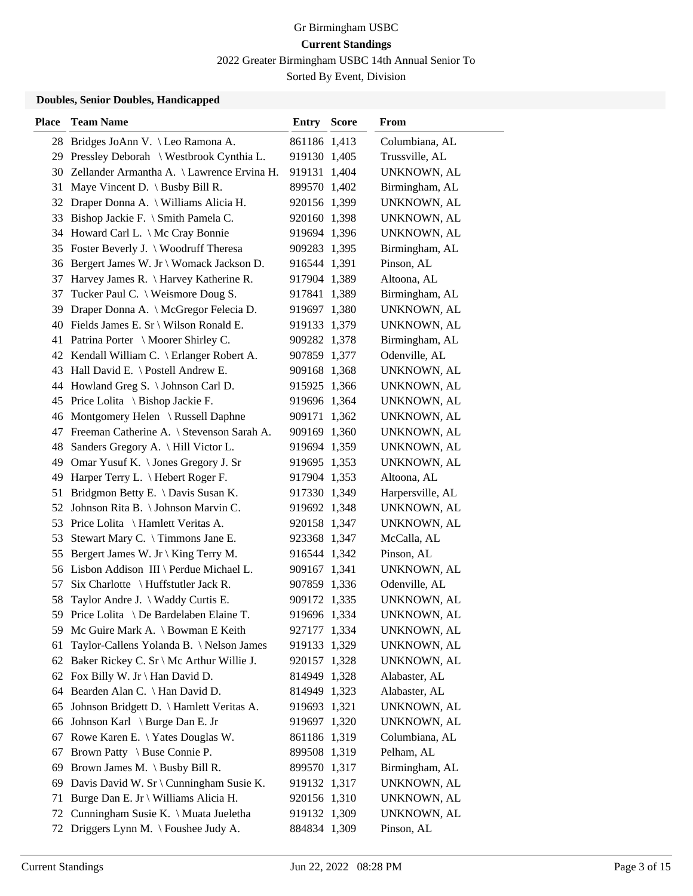Gr Birmingham USBC

**Current Standings**

2022 Greater Birmingham USBC 14th Annual Senior To

Sorted By Event, Division

### Doubles, Senior Doubles, Handicapped

| Place | Team Name | Entry | Score | From |
|---|---|---|---|---|
| 28 | Bridges JoAnn V. \ Leo Ramona A. | 861186 | 1,413 | Columbiana, AL |
| 29 | Pressley Deborah \ Westbrook Cynthia L. | 919130 | 1,405 | Trussville, AL |
| 30 | Zellander Armantha A. \ Lawrence Ervina H. | 919131 | 1,404 | UNKNOWN, AL |
| 31 | Maye Vincent D. \ Busby Bill R. | 899570 | 1,402 | Birmingham, AL |
| 32 | Draper Donna A. \ Williams Alicia H. | 920156 | 1,399 | UNKNOWN, AL |
| 33 | Bishop Jackie F. \ Smith Pamela C. | 920160 | 1,398 | UNKNOWN, AL |
| 34 | Howard Carl L. \ Mc Cray Bonnie | 919694 | 1,396 | UNKNOWN, AL |
| 35 | Foster Beverly J. \ Woodruff Theresa | 909283 | 1,395 | Birmingham, AL |
| 36 | Bergert James W. Jr \ Womack Jackson D. | 916544 | 1,391 | Pinson, AL |
| 37 | Harvey James R. \ Harvey Katherine R. | 917904 | 1,389 | Altoona, AL |
| 37 | Tucker Paul C. \ Weismore Doug S. | 917841 | 1,389 | Birmingham, AL |
| 39 | Draper Donna A. \ McGregor Felecia D. | 919697 | 1,380 | UNKNOWN, AL |
| 40 | Fields James E. Sr \ Wilson Ronald E. | 919133 | 1,379 | UNKNOWN, AL |
| 41 | Patrina Porter \ Moorer Shirley C. | 909282 | 1,378 | Birmingham, AL |
| 42 | Kendall William C. \ Erlanger Robert A. | 907859 | 1,377 | Odenville, AL |
| 43 | Hall David E. \ Postell Andrew E. | 909168 | 1,368 | UNKNOWN, AL |
| 44 | Howland Greg S. \ Johnson Carl D. | 915925 | 1,366 | UNKNOWN, AL |
| 45 | Price Lolita \ Bishop Jackie F. | 919696 | 1,364 | UNKNOWN, AL |
| 46 | Montgomery Helen \ Russell Daphne | 909171 | 1,362 | UNKNOWN, AL |
| 47 | Freeman Catherine A. \ Stevenson Sarah A. | 909169 | 1,360 | UNKNOWN, AL |
| 48 | Sanders Gregory A. \ Hill Victor L. | 919694 | 1,359 | UNKNOWN, AL |
| 49 | Omar Yusuf K. \ Jones Gregory J. Sr | 919695 | 1,353 | UNKNOWN, AL |
| 49 | Harper Terry L. \ Hebert Roger F. | 917904 | 1,353 | Altoona, AL |
| 51 | Bridgmon Betty E. \ Davis Susan K. | 917330 | 1,349 | Harpersville, AL |
| 52 | Johnson Rita B. \ Johnson Marvin C. | 919692 | 1,348 | UNKNOWN, AL |
| 53 | Price Lolita \ Hamlett Veritas A. | 920158 | 1,347 | UNKNOWN, AL |
| 53 | Stewart Mary C. \ Timmons Jane E. | 923368 | 1,347 | McCalla, AL |
| 55 | Bergert James W. Jr \ King Terry M. | 916544 | 1,342 | Pinson, AL |
| 56 | Lisbon Addison III \ Perdue Michael L. | 909167 | 1,341 | UNKNOWN, AL |
| 57 | Six Charlotte \ Huffstutler Jack R. | 907859 | 1,336 | Odenville, AL |
| 58 | Taylor Andre J. \ Waddy Curtis E. | 909172 | 1,335 | UNKNOWN, AL |
| 59 | Price Lolita \ De Bardelaben Elaine T. | 919696 | 1,334 | UNKNOWN, AL |
| 59 | Mc Guire Mark A. \ Bowman E Keith | 927177 | 1,334 | UNKNOWN, AL |
| 61 | Taylor-Callens Yolanda B. \ Nelson James | 919133 | 1,329 | UNKNOWN, AL |
| 62 | Baker Rickey C. Sr \ Mc Arthur Willie J. | 920157 | 1,328 | UNKNOWN, AL |
| 62 | Fox Billy W. Jr \ Han David D. | 814949 | 1,328 | Alabaster, AL |
| 64 | Bearden Alan C. \ Han David D. | 814949 | 1,323 | Alabaster, AL |
| 65 | Johnson Bridgett D. \ Hamlett Veritas A. | 919693 | 1,321 | UNKNOWN, AL |
| 66 | Johnson Karl \ Burge Dan E. Jr | 919697 | 1,320 | UNKNOWN, AL |
| 67 | Rowe Karen E. \ Yates Douglas W. | 861186 | 1,319 | Columbiana, AL |
| 67 | Brown Patty \ Buse Connie P. | 899508 | 1,319 | Pelham, AL |
| 69 | Brown James M. \ Busby Bill R. | 899570 | 1,317 | Birmingham, AL |
| 69 | Davis David W. Sr \ Cunningham Susie K. | 919132 | 1,317 | UNKNOWN, AL |
| 71 | Burge Dan E. Jr \ Williams Alicia H. | 920156 | 1,310 | UNKNOWN, AL |
| 72 | Cunningham Susie K. \ Muata Jueletha | 919132 | 1,309 | UNKNOWN, AL |
| 72 | Driggers Lynn M. \ Foushee Judy A. | 884834 | 1,309 | Pinson, AL |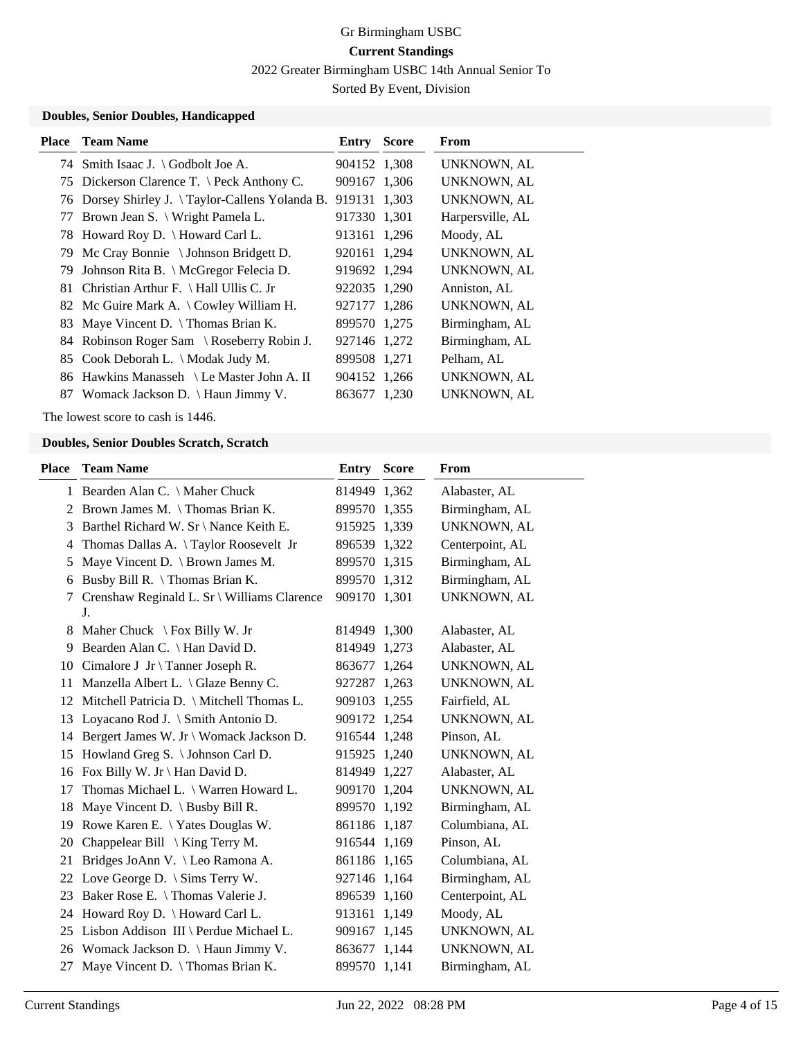Gr Birmingham USBC

**Current Standings**

2022 Greater Birmingham USBC 14th Annual Senior To

Sorted By Event, Division

### Doubles, Senior Doubles, Handicapped

| Place | Team Name | Entry | Score | From |
|---|---|---|---|---|
| 74 | Smith Isaac J. \ Godbolt Joe A. | 904152 | 1,308 | UNKNOWN, AL |
| 75 | Dickerson Clarence T. \ Peck Anthony C. | 909167 | 1,306 | UNKNOWN, AL |
| 76 | Dorsey Shirley J. \ Taylor-Callens Yolanda B. | 919131 | 1,303 | UNKNOWN, AL |
| 77 | Brown Jean S. \ Wright Pamela L. | 917330 | 1,301 | Harpersville, AL |
| 78 | Howard Roy D. \ Howard Carl L. | 913161 | 1,296 | Moody, AL |
| 79 | Mc Cray Bonnie \ Johnson Bridgett D. | 920161 | 1,294 | UNKNOWN, AL |
| 79 | Johnson Rita B. \ McGregor Felecia D. | 919692 | 1,294 | UNKNOWN, AL |
| 81 | Christian Arthur F. \ Hall Ullis C. Jr | 922035 | 1,290 | Anniston, AL |
| 82 | Mc Guire Mark A. \ Cowley William H. | 927177 | 1,286 | UNKNOWN, AL |
| 83 | Maye Vincent D. \ Thomas Brian K. | 899570 | 1,275 | Birmingham, AL |
| 84 | Robinson Roger Sam \ Roseberry Robin J. | 927146 | 1,272 | Birmingham, AL |
| 85 | Cook Deborah L. \ Modak Judy M. | 899508 | 1,271 | Pelham, AL |
| 86 | Hawkins Manasseh \ Le Master John A. II | 904152 | 1,266 | UNKNOWN, AL |
| 87 | Womack Jackson D. \ Haun Jimmy V. | 863677 | 1,230 | UNKNOWN, AL |

The lowest score to cash is 1446.

### Doubles, Senior Doubles Scratch, Scratch

| Place | Team Name | Entry | Score | From |
|---|---|---|---|---|
| 1 | Bearden Alan C. \ Maher Chuck | 814949 | 1,362 | Alabaster, AL |
| 2 | Brown James M. \ Thomas Brian K. | 899570 | 1,355 | Birmingham, AL |
| 3 | Barthel Richard W. Sr \ Nance Keith E. | 915925 | 1,339 | UNKNOWN, AL |
| 4 | Thomas Dallas A. \ Taylor Roosevelt Jr | 896539 | 1,322 | Centerpoint, AL |
| 5 | Maye Vincent D. \ Brown James M. | 899570 | 1,315 | Birmingham, AL |
| 6 | Busby Bill R. \ Thomas Brian K. | 899570 | 1,312 | Birmingham, AL |
| 7 | Crenshaw Reginald L. Sr \ Williams Clarence J. | 909170 | 1,301 | UNKNOWN, AL |
| 8 | Maher Chuck \ Fox Billy W. Jr | 814949 | 1,300 | Alabaster, AL |
| 9 | Bearden Alan C. \ Han David D. | 814949 | 1,273 | Alabaster, AL |
| 10 | Cimalore J Jr \ Tanner Joseph R. | 863677 | 1,264 | UNKNOWN, AL |
| 11 | Manzella Albert L. \ Glaze Benny C. | 927287 | 1,263 | UNKNOWN, AL |
| 12 | Mitchell Patricia D. \ Mitchell Thomas L. | 909103 | 1,255 | Fairfield, AL |
| 13 | Loyacano Rod J. \ Smith Antonio D. | 909172 | 1,254 | UNKNOWN, AL |
| 14 | Bergert James W. Jr \ Womack Jackson D. | 916544 | 1,248 | Pinson, AL |
| 15 | Howland Greg S. \ Johnson Carl D. | 915925 | 1,240 | UNKNOWN, AL |
| 16 | Fox Billy W. Jr \ Han David D. | 814949 | 1,227 | Alabaster, AL |
| 17 | Thomas Michael L. \ Warren Howard L. | 909170 | 1,204 | UNKNOWN, AL |
| 18 | Maye Vincent D. \ Busby Bill R. | 899570 | 1,192 | Birmingham, AL |
| 19 | Rowe Karen E. \ Yates Douglas W. | 861186 | 1,187 | Columbiana, AL |
| 20 | Chappelear Bill \ King Terry M. | 916544 | 1,169 | Pinson, AL |
| 21 | Bridges JoAnn V. \ Leo Ramona A. | 861186 | 1,165 | Columbiana, AL |
| 22 | Love George D. \ Sims Terry W. | 927146 | 1,164 | Birmingham, AL |
| 23 | Baker Rose E. \ Thomas Valerie J. | 896539 | 1,160 | Centerpoint, AL |
| 24 | Howard Roy D. \ Howard Carl L. | 913161 | 1,149 | Moody, AL |
| 25 | Lisbon Addison III \ Perdue Michael L. | 909167 | 1,145 | UNKNOWN, AL |
| 26 | Womack Jackson D. \ Haun Jimmy V. | 863677 | 1,144 | UNKNOWN, AL |
| 27 | Maye Vincent D. \ Thomas Brian K. | 899570 | 1,141 | Birmingham, AL |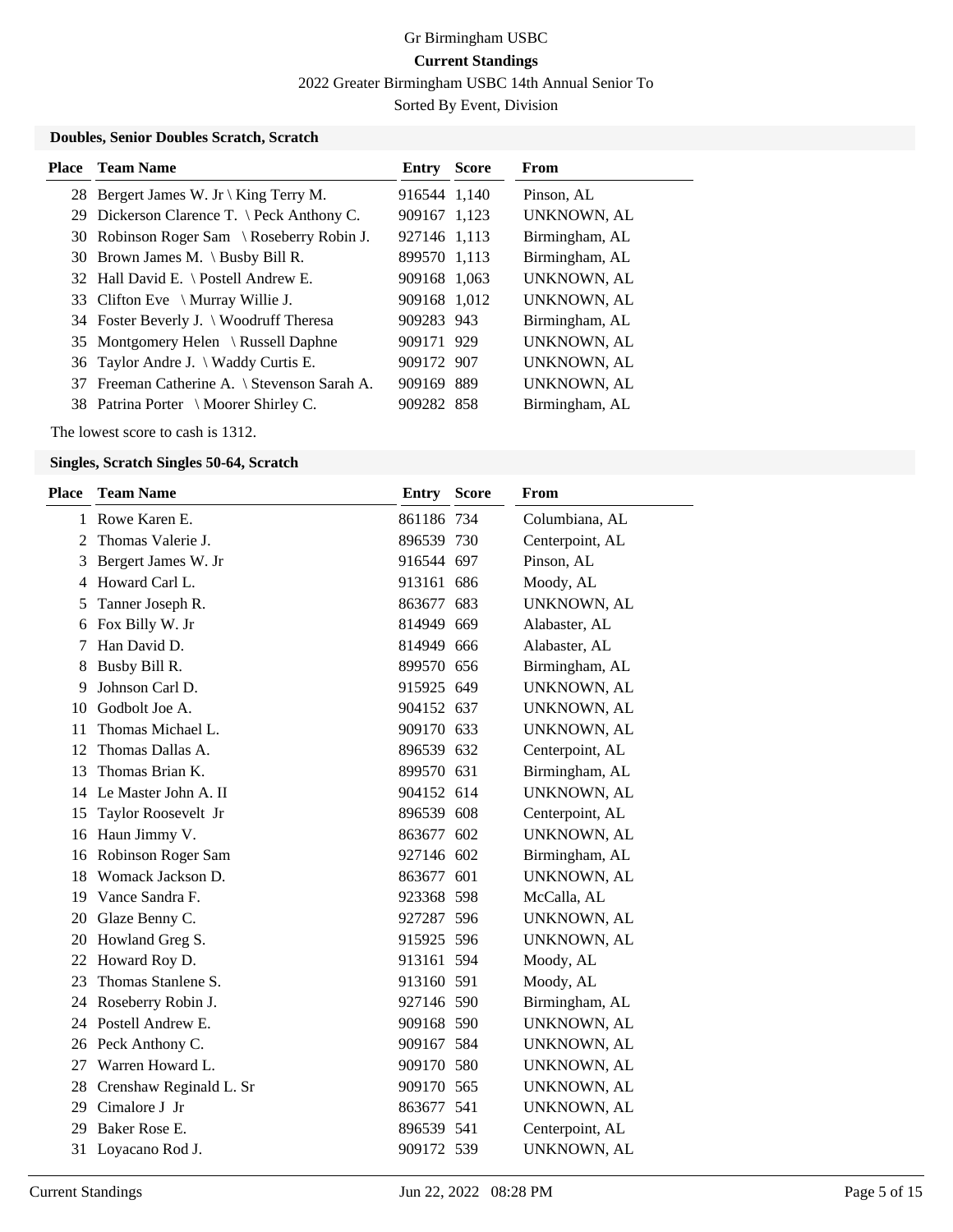# Gr Birmingham USBC

**Current Standings**

2022 Greater Birmingham USBC 14th Annual Senior To

Sorted By Event, Division

### Doubles, Senior Doubles Scratch, Scratch

| Place | Team Name | Entry | Score | From |
|---|---|---|---|---|
| 28 | Bergert James W. Jr \ King Terry M. | 916544 | 1,140 | Pinson, AL |
| 29 | Dickerson Clarence T. \ Peck Anthony C. | 909167 | 1,123 | UNKNOWN, AL |
| 30 | Robinson Roger Sam \ Roseberry Robin J. | 927146 | 1,113 | Birmingham, AL |
| 30 | Brown James M. \ Busby Bill R. | 899570 | 1,113 | Birmingham, AL |
| 32 | Hall David E. \ Postell Andrew E. | 909168 | 1,063 | UNKNOWN, AL |
| 33 | Clifton Eve \ Murray Willie J. | 909168 | 1,012 | UNKNOWN, AL |
| 34 | Foster Beverly J. \ Woodruff Theresa | 909283 | 943 | Birmingham, AL |
| 35 | Montgomery Helen \ Russell Daphne | 909171 | 929 | UNKNOWN, AL |
| 36 | Taylor Andre J. \ Waddy Curtis E. | 909172 | 907 | UNKNOWN, AL |
| 37 | Freeman Catherine A. \ Stevenson Sarah A. | 909169 | 889 | UNKNOWN, AL |
| 38 | Patrina Porter \ Moorer Shirley C. | 909282 | 858 | Birmingham, AL |

The lowest score to cash is 1312.

### Singles, Scratch Singles 50-64, Scratch

| Place | Team Name | Entry | Score | From |
|---|---|---|---|---|
| 1 | Rowe Karen E. | 861186 | 734 | Columbiana, AL |
| 2 | Thomas Valerie J. | 896539 | 730 | Centerpoint, AL |
| 3 | Bergert James W. Jr | 916544 | 697 | Pinson, AL |
| 4 | Howard Carl L. | 913161 | 686 | Moody, AL |
| 5 | Tanner Joseph R. | 863677 | 683 | UNKNOWN, AL |
| 6 | Fox Billy W. Jr | 814949 | 669 | Alabaster, AL |
| 7 | Han David D. | 814949 | 666 | Alabaster, AL |
| 8 | Busby Bill R. | 899570 | 656 | Birmingham, AL |
| 9 | Johnson Carl D. | 915925 | 649 | UNKNOWN, AL |
| 10 | Godbolt Joe A. | 904152 | 637 | UNKNOWN, AL |
| 11 | Thomas Michael L. | 909170 | 633 | UNKNOWN, AL |
| 12 | Thomas Dallas A. | 896539 | 632 | Centerpoint, AL |
| 13 | Thomas Brian K. | 899570 | 631 | Birmingham, AL |
| 14 | Le Master John A. II | 904152 | 614 | UNKNOWN, AL |
| 15 | Taylor Roosevelt Jr | 896539 | 608 | Centerpoint, AL |
| 16 | Haun Jimmy V. | 863677 | 602 | UNKNOWN, AL |
| 16 | Robinson Roger Sam | 927146 | 602 | Birmingham, AL |
| 18 | Womack Jackson D. | 863677 | 601 | UNKNOWN, AL |
| 19 | Vance Sandra F. | 923368 | 598 | McCalla, AL |
| 20 | Glaze Benny C. | 927287 | 596 | UNKNOWN, AL |
| 20 | Howland Greg S. | 915925 | 596 | UNKNOWN, AL |
| 22 | Howard Roy D. | 913161 | 594 | Moody, AL |
| 23 | Thomas Stanlene S. | 913160 | 591 | Moody, AL |
| 24 | Roseberry Robin J. | 927146 | 590 | Birmingham, AL |
| 24 | Postell Andrew E. | 909168 | 590 | UNKNOWN, AL |
| 26 | Peck Anthony C. | 909167 | 584 | UNKNOWN, AL |
| 27 | Warren Howard L. | 909170 | 580 | UNKNOWN, AL |
| 28 | Crenshaw Reginald L. Sr | 909170 | 565 | UNKNOWN, AL |
| 29 | Cimalore J Jr | 863677 | 541 | UNKNOWN, AL |
| 29 | Baker Rose E. | 896539 | 541 | Centerpoint, AL |
| 31 | Loyacano Rod J. | 909172 | 539 | UNKNOWN, AL |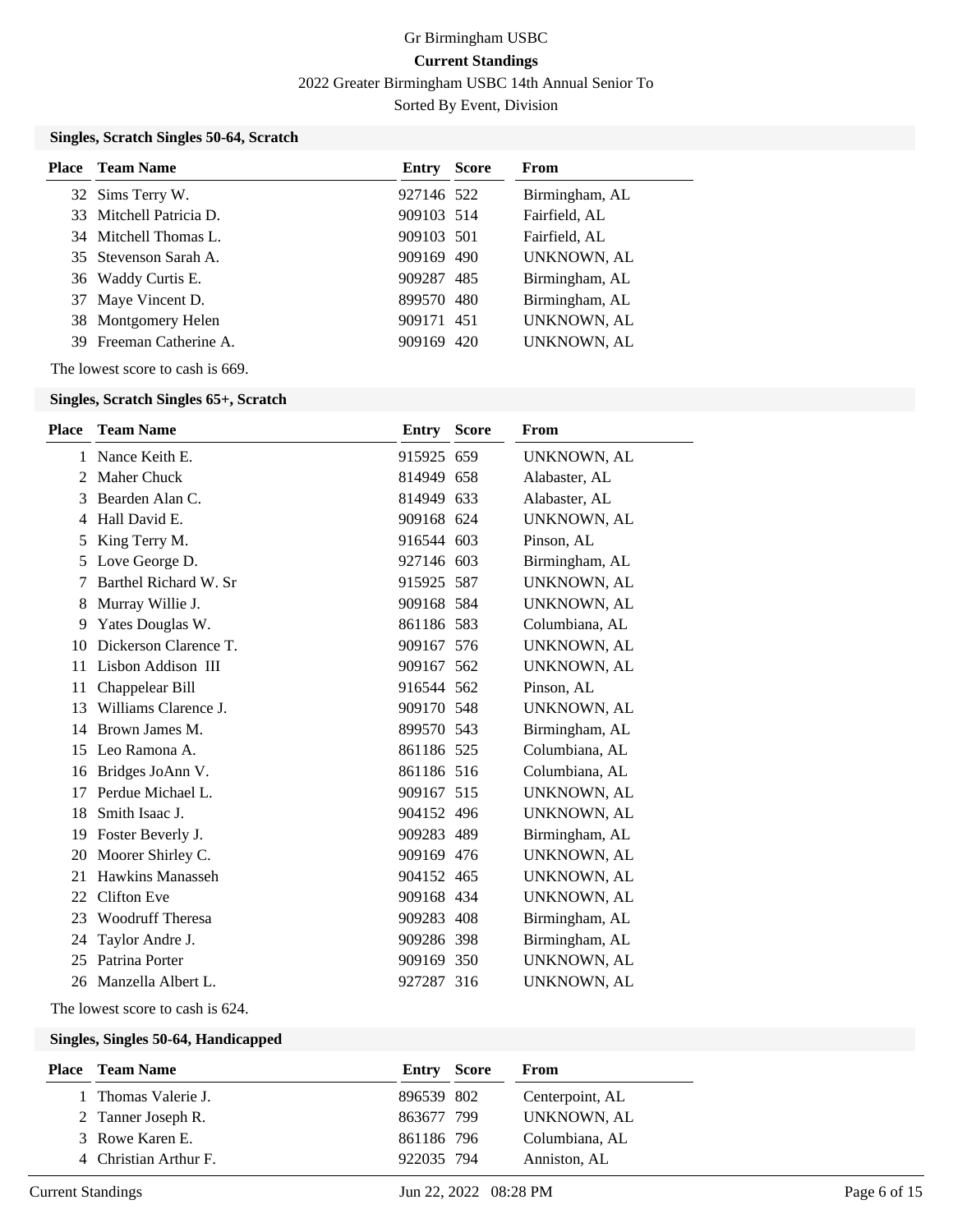Gr Birmingham USBC

**Current Standings**

2022 Greater Birmingham USBC 14th Annual Senior To

Sorted By Event, Division

### Singles, Scratch Singles 50-64, Scratch

| Place | Team Name | Entry | Score | From |
|---|---|---|---|---|
| 32 | Sims Terry W. | 927146 | 522 | Birmingham, AL |
| 33 | Mitchell Patricia D. | 909103 | 514 | Fairfield, AL |
| 34 | Mitchell Thomas L. | 909103 | 501 | Fairfield, AL |
| 35 | Stevenson Sarah A. | 909169 | 490 | UNKNOWN, AL |
| 36 | Waddy Curtis E. | 909287 | 485 | Birmingham, AL |
| 37 | Maye Vincent D. | 899570 | 480 | Birmingham, AL |
| 38 | Montgomery Helen | 909171 | 451 | UNKNOWN, AL |
| 39 | Freeman Catherine A. | 909169 | 420 | UNKNOWN, AL |

The lowest score to cash is 669.

### Singles, Scratch Singles 65+, Scratch

| Place | Team Name | Entry | Score | From |
|---|---|---|---|---|
| 1 | Nance Keith E. | 915925 | 659 | UNKNOWN, AL |
| 2 | Maher Chuck | 814949 | 658 | Alabaster, AL |
| 3 | Bearden Alan C. | 814949 | 633 | Alabaster, AL |
| 4 | Hall David E. | 909168 | 624 | UNKNOWN, AL |
| 5 | King Terry M. | 916544 | 603 | Pinson, AL |
| 5 | Love George D. | 927146 | 603 | Birmingham, AL |
| 7 | Barthel Richard W. Sr | 915925 | 587 | UNKNOWN, AL |
| 8 | Murray Willie J. | 909168 | 584 | UNKNOWN, AL |
| 9 | Yates Douglas W. | 861186 | 583 | Columbiana, AL |
| 10 | Dickerson Clarence T. | 909167 | 576 | UNKNOWN, AL |
| 11 | Lisbon Addison III | 909167 | 562 | UNKNOWN, AL |
| 11 | Chappelear Bill | 916544 | 562 | Pinson, AL |
| 13 | Williams Clarence J. | 909170 | 548 | UNKNOWN, AL |
| 14 | Brown James M. | 899570 | 543 | Birmingham, AL |
| 15 | Leo Ramona A. | 861186 | 525 | Columbiana, AL |
| 16 | Bridges JoAnn V. | 861186 | 516 | Columbiana, AL |
| 17 | Perdue Michael L. | 909167 | 515 | UNKNOWN, AL |
| 18 | Smith Isaac J. | 904152 | 496 | UNKNOWN, AL |
| 19 | Foster Beverly J. | 909283 | 489 | Birmingham, AL |
| 20 | Moorer Shirley C. | 909169 | 476 | UNKNOWN, AL |
| 21 | Hawkins Manasseh | 904152 | 465 | UNKNOWN, AL |
| 22 | Clifton Eve | 909168 | 434 | UNKNOWN, AL |
| 23 | Woodruff Theresa | 909283 | 408 | Birmingham, AL |
| 24 | Taylor Andre J. | 909286 | 398 | Birmingham, AL |
| 25 | Patrina Porter | 909169 | 350 | UNKNOWN, AL |
| 26 | Manzella Albert L. | 927287 | 316 | UNKNOWN, AL |

The lowest score to cash is 624.

### Singles, Singles 50-64, Handicapped

| Place | Team Name | Entry | Score | From |
|---|---|---|---|---|
| 1 | Thomas Valerie J. | 896539 | 802 | Centerpoint, AL |
| 2 | Tanner Joseph R. | 863677 | 799 | UNKNOWN, AL |
| 3 | Rowe Karen E. | 861186 | 796 | Columbiana, AL |
| 4 | Christian Arthur F. | 922035 | 794 | Anniston, AL |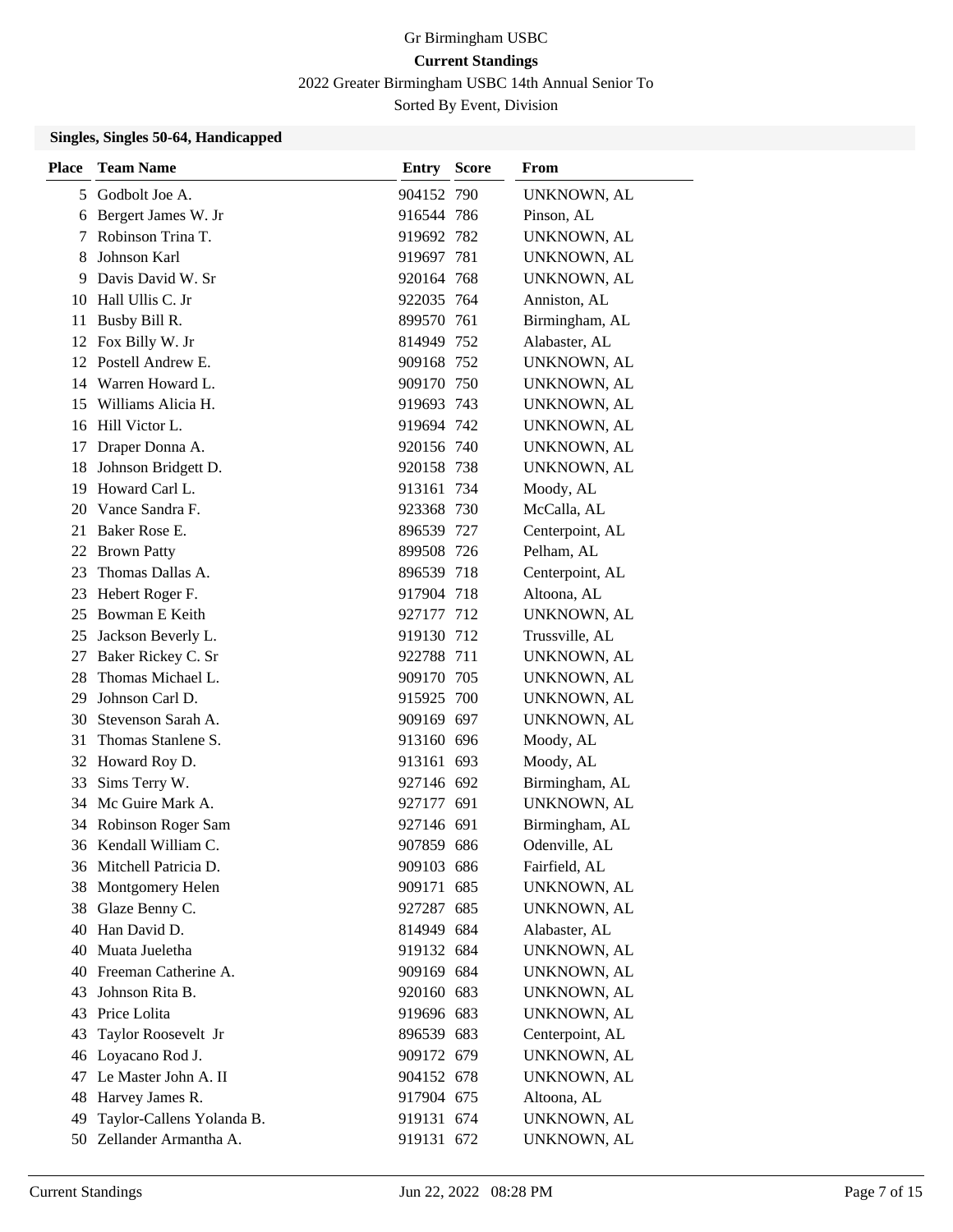Gr Birmingham USBC

**Current Standings**

2022 Greater Birmingham USBC 14th Annual Senior To

Sorted By Event, Division

### Singles, Singles 50-64, Handicapped

| Place | Team Name | Entry | Score | From |
|---|---|---|---|---|
| 5 | Godbolt Joe A. | 904152 | 790 | UNKNOWN, AL |
| 6 | Bergert James W. Jr | 916544 | 786 | Pinson, AL |
| 7 | Robinson Trina T. | 919692 | 782 | UNKNOWN, AL |
| 8 | Johnson Karl | 919697 | 781 | UNKNOWN, AL |
| 9 | Davis David W. Sr | 920164 | 768 | UNKNOWN, AL |
| 10 | Hall Ullis C. Jr | 922035 | 764 | Anniston, AL |
| 11 | Busby Bill R. | 899570 | 761 | Birmingham, AL |
| 12 | Fox Billy W. Jr | 814949 | 752 | Alabaster, AL |
| 12 | Postell Andrew E. | 909168 | 752 | UNKNOWN, AL |
| 14 | Warren Howard L. | 909170 | 750 | UNKNOWN, AL |
| 15 | Williams Alicia H. | 919693 | 743 | UNKNOWN, AL |
| 16 | Hill Victor L. | 919694 | 742 | UNKNOWN, AL |
| 17 | Draper Donna A. | 920156 | 740 | UNKNOWN, AL |
| 18 | Johnson Bridgett D. | 920158 | 738 | UNKNOWN, AL |
| 19 | Howard Carl L. | 913161 | 734 | Moody, AL |
| 20 | Vance Sandra F. | 923368 | 730 | McCalla, AL |
| 21 | Baker Rose E. | 896539 | 727 | Centerpoint, AL |
| 22 | Brown Patty | 899508 | 726 | Pelham, AL |
| 23 | Thomas Dallas A. | 896539 | 718 | Centerpoint, AL |
| 23 | Hebert Roger F. | 917904 | 718 | Altoona, AL |
| 25 | Bowman E Keith | 927177 | 712 | UNKNOWN, AL |
| 25 | Jackson Beverly L. | 919130 | 712 | Trussville, AL |
| 27 | Baker Rickey C. Sr | 922788 | 711 | UNKNOWN, AL |
| 28 | Thomas Michael L. | 909170 | 705 | UNKNOWN, AL |
| 29 | Johnson Carl D. | 915925 | 700 | UNKNOWN, AL |
| 30 | Stevenson Sarah A. | 909169 | 697 | UNKNOWN, AL |
| 31 | Thomas Stanlene S. | 913160 | 696 | Moody, AL |
| 32 | Howard Roy D. | 913161 | 693 | Moody, AL |
| 33 | Sims Terry W. | 927146 | 692 | Birmingham, AL |
| 34 | Mc Guire Mark A. | 927177 | 691 | UNKNOWN, AL |
| 34 | Robinson Roger Sam | 927146 | 691 | Birmingham, AL |
| 36 | Kendall William C. | 907859 | 686 | Odenville, AL |
| 36 | Mitchell Patricia D. | 909103 | 686 | Fairfield, AL |
| 38 | Montgomery Helen | 909171 | 685 | UNKNOWN, AL |
| 38 | Glaze Benny C. | 927287 | 685 | UNKNOWN, AL |
| 40 | Han David D. | 814949 | 684 | Alabaster, AL |
| 40 | Muata Jueletha | 919132 | 684 | UNKNOWN, AL |
| 40 | Freeman Catherine A. | 909169 | 684 | UNKNOWN, AL |
| 43 | Johnson Rita B. | 920160 | 683 | UNKNOWN, AL |
| 43 | Price Lolita | 919696 | 683 | UNKNOWN, AL |
| 43 | Taylor Roosevelt Jr | 896539 | 683 | Centerpoint, AL |
| 46 | Loyacano Rod J. | 909172 | 679 | UNKNOWN, AL |
| 47 | Le Master John A. II | 904152 | 678 | UNKNOWN, AL |
| 48 | Harvey James R. | 917904 | 675 | Altoona, AL |
| 49 | Taylor-Callens Yolanda B. | 919131 | 674 | UNKNOWN, AL |
| 50 | Zellander Armantha A. | 919131 | 672 | UNKNOWN, AL |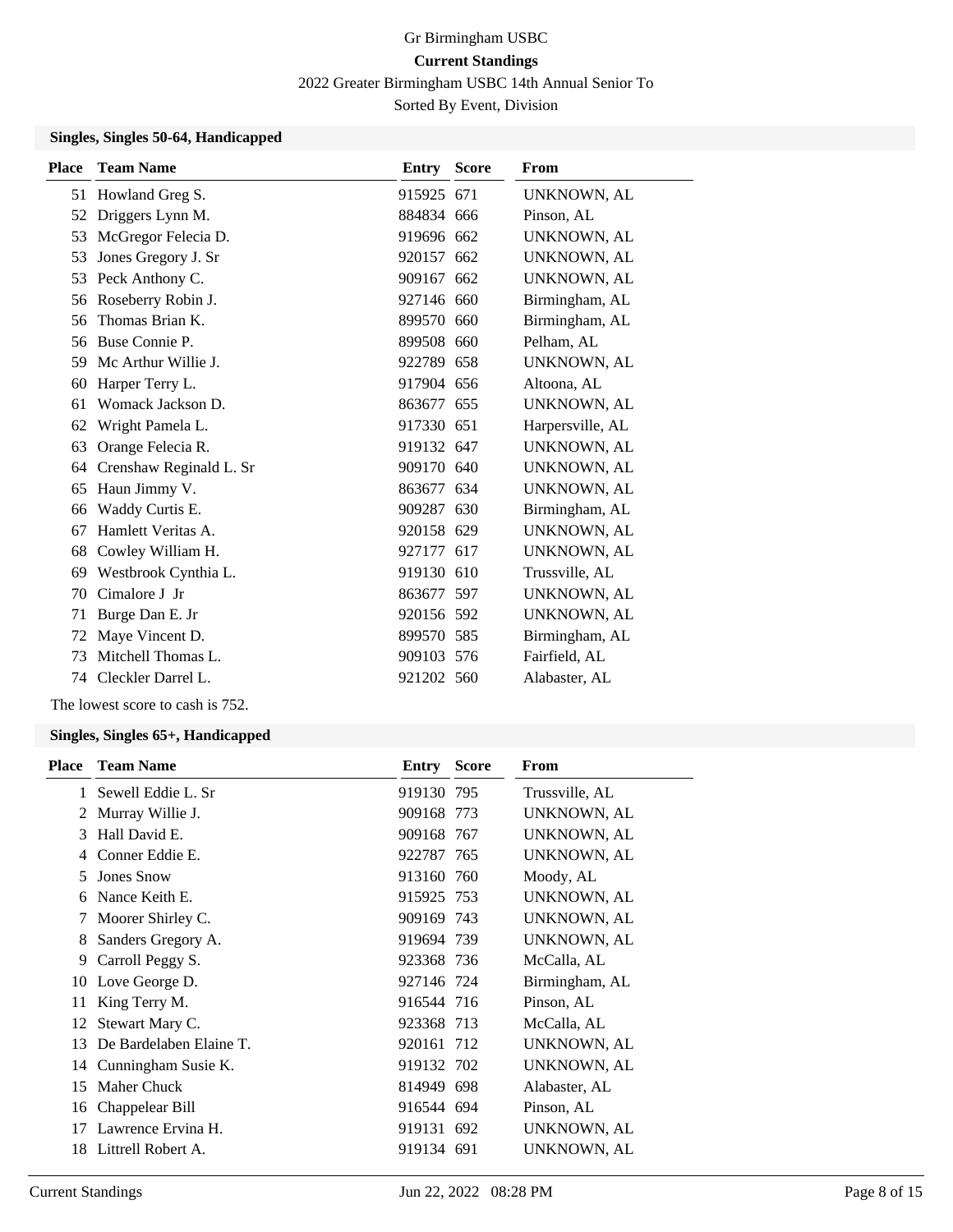Gr Birmingham USBC

**Current Standings**

2022 Greater Birmingham USBC 14th Annual Senior To

Sorted By Event, Division

### Singles, Singles 50-64, Handicapped

| Place | Team Name | Entry | Score | From |
|---|---|---|---|---|
| 51 | Howland Greg S. | 915925 | 671 | UNKNOWN, AL |
| 52 | Driggers Lynn M. | 884834 | 666 | Pinson, AL |
| 53 | McGregor Felecia D. | 919696 | 662 | UNKNOWN, AL |
| 53 | Jones Gregory J. Sr | 920157 | 662 | UNKNOWN, AL |
| 53 | Peck Anthony C. | 909167 | 662 | UNKNOWN, AL |
| 56 | Roseberry Robin J. | 927146 | 660 | Birmingham, AL |
| 56 | Thomas Brian K. | 899570 | 660 | Birmingham, AL |
| 56 | Buse Connie P. | 899508 | 660 | Pelham, AL |
| 59 | Mc Arthur Willie J. | 922789 | 658 | UNKNOWN, AL |
| 60 | Harper Terry L. | 917904 | 656 | Altoona, AL |
| 61 | Womack Jackson D. | 863677 | 655 | UNKNOWN, AL |
| 62 | Wright Pamela L. | 917330 | 651 | Harpersville, AL |
| 63 | Orange Felecia R. | 919132 | 647 | UNKNOWN, AL |
| 64 | Crenshaw Reginald L. Sr | 909170 | 640 | UNKNOWN, AL |
| 65 | Haun Jimmy V. | 863677 | 634 | UNKNOWN, AL |
| 66 | Waddy Curtis E. | 909287 | 630 | Birmingham, AL |
| 67 | Hamlett Veritas A. | 920158 | 629 | UNKNOWN, AL |
| 68 | Cowley William H. | 927177 | 617 | UNKNOWN, AL |
| 69 | Westbrook Cynthia L. | 919130 | 610 | Trussville, AL |
| 70 | Cimalore J Jr | 863677 | 597 | UNKNOWN, AL |
| 71 | Burge Dan E. Jr | 920156 | 592 | UNKNOWN, AL |
| 72 | Maye Vincent D. | 899570 | 585 | Birmingham, AL |
| 73 | Mitchell Thomas L. | 909103 | 576 | Fairfield, AL |
| 74 | Cleckler Darrel L. | 921202 | 560 | Alabaster, AL |

The lowest score to cash is 752.

### Singles, Singles 65+, Handicapped

| Place | Team Name | Entry | Score | From |
|---|---|---|---|---|
| 1 | Sewell Eddie L. Sr | 919130 | 795 | Trussville, AL |
| 2 | Murray Willie J. | 909168 | 773 | UNKNOWN, AL |
| 3 | Hall David E. | 909168 | 767 | UNKNOWN, AL |
| 4 | Conner Eddie E. | 922787 | 765 | UNKNOWN, AL |
| 5 | Jones Snow | 913160 | 760 | Moody, AL |
| 6 | Nance Keith E. | 915925 | 753 | UNKNOWN, AL |
| 7 | Moorer Shirley C. | 909169 | 743 | UNKNOWN, AL |
| 8 | Sanders Gregory A. | 919694 | 739 | UNKNOWN, AL |
| 9 | Carroll Peggy S. | 923368 | 736 | McCalla, AL |
| 10 | Love George D. | 927146 | 724 | Birmingham, AL |
| 11 | King Terry M. | 916544 | 716 | Pinson, AL |
| 12 | Stewart Mary C. | 923368 | 713 | McCalla, AL |
| 13 | De Bardelaben Elaine T. | 920161 | 712 | UNKNOWN, AL |
| 14 | Cunningham Susie K. | 919132 | 702 | UNKNOWN, AL |
| 15 | Maher Chuck | 814949 | 698 | Alabaster, AL |
| 16 | Chappelear Bill | 916544 | 694 | Pinson, AL |
| 17 | Lawrence Ervina H. | 919131 | 692 | UNKNOWN, AL |
| 18 | Littrell Robert A. | 919134 | 691 | UNKNOWN, AL |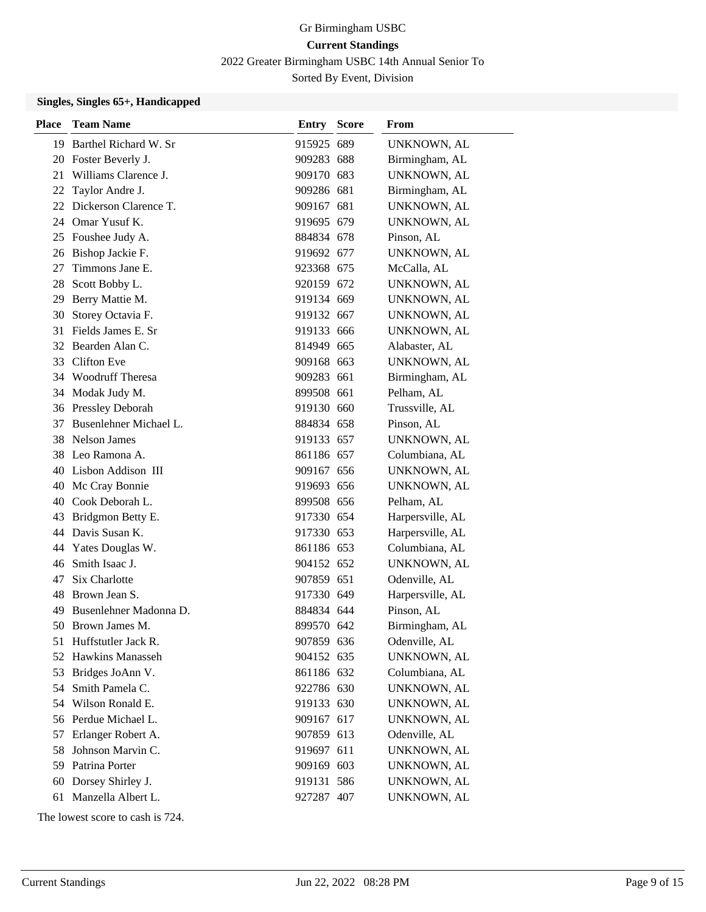Gr Birmingham USBC

**Current Standings**

2022 Greater Birmingham USBC 14th Annual Senior To

Sorted By Event, Division

### Singles, Singles 65+, Handicapped

| Place | Team Name | Entry | Score | From |
|---|---|---|---|---|
| 19 | Barthel Richard W. Sr | 915925 | 689 | UNKNOWN, AL |
| 20 | Foster Beverly J. | 909283 | 688 | Birmingham, AL |
| 21 | Williams Clarence J. | 909170 | 683 | UNKNOWN, AL |
| 22 | Taylor Andre J. | 909286 | 681 | Birmingham, AL |
| 22 | Dickerson Clarence T. | 909167 | 681 | UNKNOWN, AL |
| 24 | Omar Yusuf K. | 919695 | 679 | UNKNOWN, AL |
| 25 | Foushee Judy A. | 884834 | 678 | Pinson, AL |
| 26 | Bishop Jackie F. | 919692 | 677 | UNKNOWN, AL |
| 27 | Timmons Jane E. | 923368 | 675 | McCalla, AL |
| 28 | Scott Bobby L. | 920159 | 672 | UNKNOWN, AL |
| 29 | Berry Mattie M. | 919134 | 669 | UNKNOWN, AL |
| 30 | Storey Octavia F. | 919132 | 667 | UNKNOWN, AL |
| 31 | Fields James E. Sr | 919133 | 666 | UNKNOWN, AL |
| 32 | Bearden Alan C. | 814949 | 665 | Alabaster, AL |
| 33 | Clifton Eve | 909168 | 663 | UNKNOWN, AL |
| 34 | Woodruff Theresa | 909283 | 661 | Birmingham, AL |
| 34 | Modak Judy M. | 899508 | 661 | Pelham, AL |
| 36 | Pressley Deborah | 919130 | 660 | Trussville, AL |
| 37 | Busenlehner Michael L. | 884834 | 658 | Pinson, AL |
| 38 | Nelson James | 919133 | 657 | UNKNOWN, AL |
| 38 | Leo Ramona A. | 861186 | 657 | Columbiana, AL |
| 40 | Lisbon Addison III | 909167 | 656 | UNKNOWN, AL |
| 40 | Mc Cray Bonnie | 919693 | 656 | UNKNOWN, AL |
| 40 | Cook Deborah L. | 899508 | 656 | Pelham, AL |
| 43 | Bridgmon Betty E. | 917330 | 654 | Harpersville, AL |
| 44 | Davis Susan K. | 917330 | 653 | Harpersville, AL |
| 44 | Yates Douglas W. | 861186 | 653 | Columbiana, AL |
| 46 | Smith Isaac J. | 904152 | 652 | UNKNOWN, AL |
| 47 | Six Charlotte | 907859 | 651 | Odenville, AL |
| 48 | Brown Jean S. | 917330 | 649 | Harpersville, AL |
| 49 | Busenlehner Madonna D. | 884834 | 644 | Pinson, AL |
| 50 | Brown James M. | 899570 | 642 | Birmingham, AL |
| 51 | Huffstutler Jack R. | 907859 | 636 | Odenville, AL |
| 52 | Hawkins Manasseh | 904152 | 635 | UNKNOWN, AL |
| 53 | Bridges JoAnn V. | 861186 | 632 | Columbiana, AL |
| 54 | Smith Pamela C. | 922786 | 630 | UNKNOWN, AL |
| 54 | Wilson Ronald E. | 919133 | 630 | UNKNOWN, AL |
| 56 | Perdue Michael L. | 909167 | 617 | UNKNOWN, AL |
| 57 | Erlanger Robert A. | 907859 | 613 | Odenville, AL |
| 58 | Johnson Marvin C. | 919697 | 611 | UNKNOWN, AL |
| 59 | Patrina Porter | 909169 | 603 | UNKNOWN, AL |
| 60 | Dorsey Shirley J. | 919131 | 586 | UNKNOWN, AL |
| 61 | Manzella Albert L. | 927287 | 407 | UNKNOWN, AL |

The lowest score to cash is 724.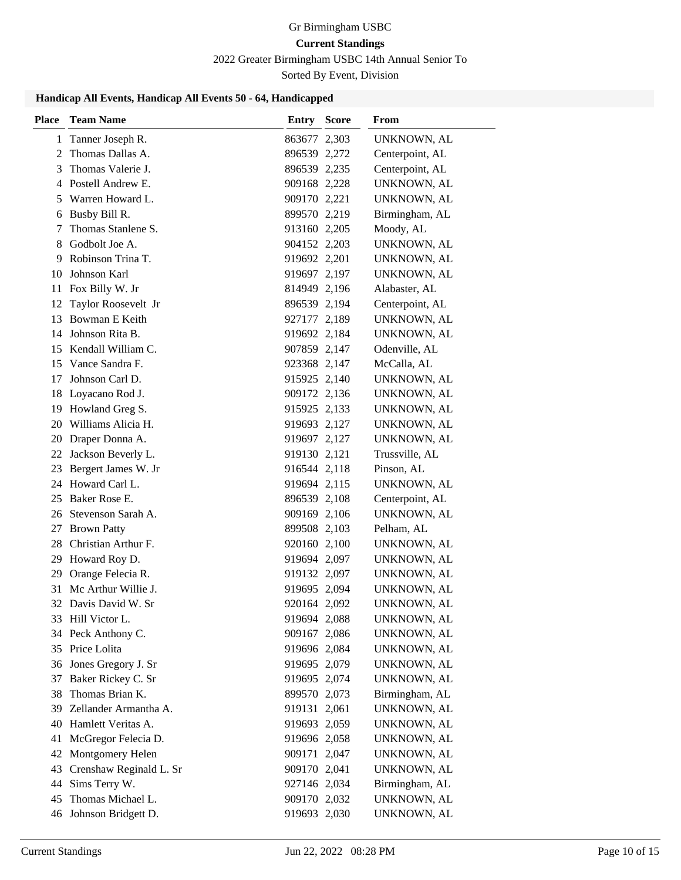Gr Birmingham USBC

**Current Standings**

2022 Greater Birmingham USBC 14th Annual Senior To

Sorted By Event, Division

### Handicap All Events, Handicap All Events 50 - 64, Handicapped

| Place | Team Name | Entry | Score | From |
|---|---|---|---|---|
| 1 | Tanner Joseph R. | 863677 | 2,303 | UNKNOWN, AL |
| 2 | Thomas Dallas A. | 896539 | 2,272 | Centerpoint, AL |
| 3 | Thomas Valerie J. | 896539 | 2,235 | Centerpoint, AL |
| 4 | Postell Andrew E. | 909168 | 2,228 | UNKNOWN, AL |
| 5 | Warren Howard L. | 909170 | 2,221 | UNKNOWN, AL |
| 6 | Busby Bill R. | 899570 | 2,219 | Birmingham, AL |
| 7 | Thomas Stanlene S. | 913160 | 2,205 | Moody, AL |
| 8 | Godbolt Joe A. | 904152 | 2,203 | UNKNOWN, AL |
| 9 | Robinson Trina T. | 919692 | 2,201 | UNKNOWN, AL |
| 10 | Johnson Karl | 919697 | 2,197 | UNKNOWN, AL |
| 11 | Fox Billy W. Jr | 814949 | 2,196 | Alabaster, AL |
| 12 | Taylor Roosevelt Jr | 896539 | 2,194 | Centerpoint, AL |
| 13 | Bowman E Keith | 927177 | 2,189 | UNKNOWN, AL |
| 14 | Johnson Rita B. | 919692 | 2,184 | UNKNOWN, AL |
| 15 | Kendall William C. | 907859 | 2,147 | Odenville, AL |
| 15 | Vance Sandra F. | 923368 | 2,147 | McCalla, AL |
| 17 | Johnson Carl D. | 915925 | 2,140 | UNKNOWN, AL |
| 18 | Loyacano Rod J. | 909172 | 2,136 | UNKNOWN, AL |
| 19 | Howland Greg S. | 915925 | 2,133 | UNKNOWN, AL |
| 20 | Williams Alicia H. | 919693 | 2,127 | UNKNOWN, AL |
| 20 | Draper Donna A. | 919697 | 2,127 | UNKNOWN, AL |
| 22 | Jackson Beverly L. | 919130 | 2,121 | Trussville, AL |
| 23 | Bergert James W. Jr | 916544 | 2,118 | Pinson, AL |
| 24 | Howard Carl L. | 919694 | 2,115 | UNKNOWN, AL |
| 25 | Baker Rose E. | 896539 | 2,108 | Centerpoint, AL |
| 26 | Stevenson Sarah A. | 909169 | 2,106 | UNKNOWN, AL |
| 27 | Brown Patty | 899508 | 2,103 | Pelham, AL |
| 28 | Christian Arthur F. | 920160 | 2,100 | UNKNOWN, AL |
| 29 | Howard Roy D. | 919694 | 2,097 | UNKNOWN, AL |
| 29 | Orange Felecia R. | 919132 | 2,097 | UNKNOWN, AL |
| 31 | Mc Arthur Willie J. | 919695 | 2,094 | UNKNOWN, AL |
| 32 | Davis David W. Sr | 920164 | 2,092 | UNKNOWN, AL |
| 33 | Hill Victor L. | 919694 | 2,088 | UNKNOWN, AL |
| 34 | Peck Anthony C. | 909167 | 2,086 | UNKNOWN, AL |
| 35 | Price Lolita | 919696 | 2,084 | UNKNOWN, AL |
| 36 | Jones Gregory J. Sr | 919695 | 2,079 | UNKNOWN, AL |
| 37 | Baker Rickey C. Sr | 919695 | 2,074 | UNKNOWN, AL |
| 38 | Thomas Brian K. | 899570 | 2,073 | Birmingham, AL |
| 39 | Zellander Armantha A. | 919131 | 2,061 | UNKNOWN, AL |
| 40 | Hamlett Veritas A. | 919693 | 2,059 | UNKNOWN, AL |
| 41 | McGregor Felecia D. | 919696 | 2,058 | UNKNOWN, AL |
| 42 | Montgomery Helen | 909171 | 2,047 | UNKNOWN, AL |
| 43 | Crenshaw Reginald L. Sr | 909170 | 2,041 | UNKNOWN, AL |
| 44 | Sims Terry W. | 927146 | 2,034 | Birmingham, AL |
| 45 | Thomas Michael L. | 909170 | 2,032 | UNKNOWN, AL |
| 46 | Johnson Bridgett D. | 919693 | 2,030 | UNKNOWN, AL |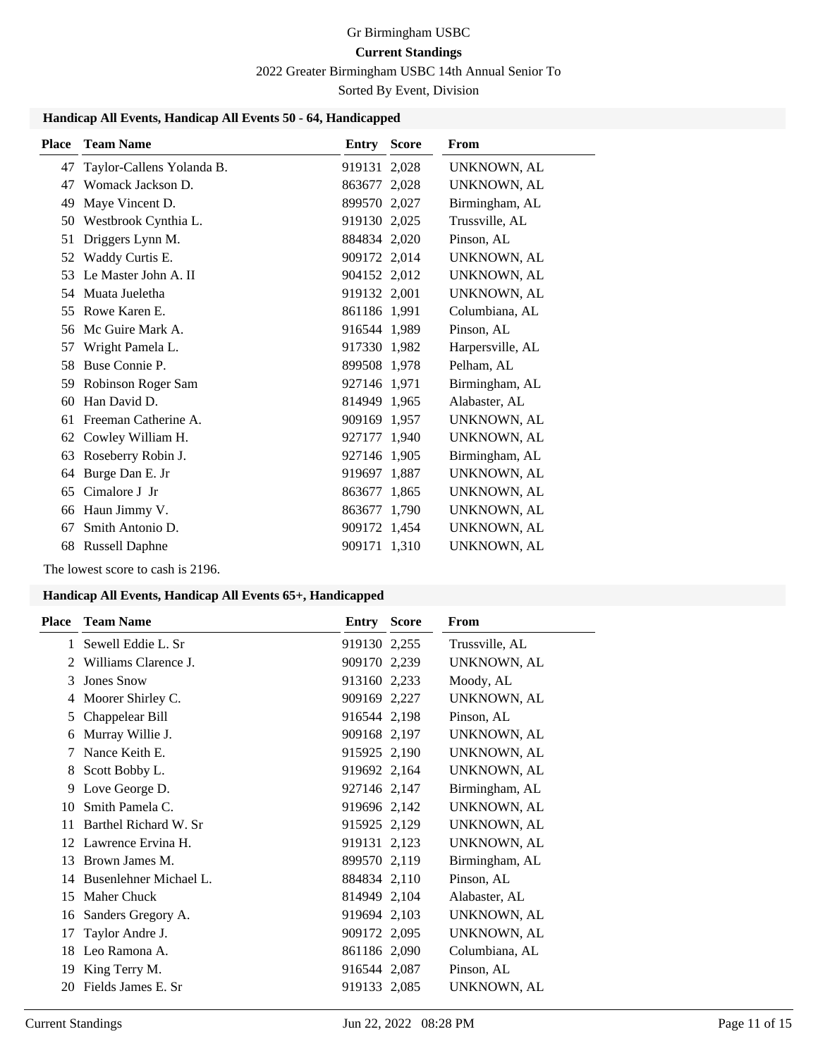Gr Birmingham USBC

**Current Standings**

2022 Greater Birmingham USBC 14th Annual Senior To

Sorted By Event, Division

### Handicap All Events, Handicap All Events 50 - 64, Handicapped

| Place | Team Name | Entry | Score | From |
|---|---|---|---|---|
| 47 | Taylor-Callens Yolanda B. | 919131 | 2,028 | UNKNOWN, AL |
| 47 | Womack Jackson D. | 863677 | 2,028 | UNKNOWN, AL |
| 49 | Maye Vincent D. | 899570 | 2,027 | Birmingham, AL |
| 50 | Westbrook Cynthia L. | 919130 | 2,025 | Trussville, AL |
| 51 | Driggers Lynn M. | 884834 | 2,020 | Pinson, AL |
| 52 | Waddy Curtis E. | 909172 | 2,014 | UNKNOWN, AL |
| 53 | Le Master John A. II | 904152 | 2,012 | UNKNOWN, AL |
| 54 | Muata Jueletha | 919132 | 2,001 | UNKNOWN, AL |
| 55 | Rowe Karen E. | 861186 | 1,991 | Columbiana, AL |
| 56 | Mc Guire Mark A. | 916544 | 1,989 | Pinson, AL |
| 57 | Wright Pamela L. | 917330 | 1,982 | Harpersville, AL |
| 58 | Buse Connie P. | 899508 | 1,978 | Pelham, AL |
| 59 | Robinson Roger Sam | 927146 | 1,971 | Birmingham, AL |
| 60 | Han David D. | 814949 | 1,965 | Alabaster, AL |
| 61 | Freeman Catherine A. | 909169 | 1,957 | UNKNOWN, AL |
| 62 | Cowley William H. | 927177 | 1,940 | UNKNOWN, AL |
| 63 | Roseberry Robin J. | 927146 | 1,905 | Birmingham, AL |
| 64 | Burge Dan E. Jr | 919697 | 1,887 | UNKNOWN, AL |
| 65 | Cimalore J Jr | 863677 | 1,865 | UNKNOWN, AL |
| 66 | Haun Jimmy V. | 863677 | 1,790 | UNKNOWN, AL |
| 67 | Smith Antonio D. | 909172 | 1,454 | UNKNOWN, AL |
| 68 | Russell Daphne | 909171 | 1,310 | UNKNOWN, AL |

The lowest score to cash is 2196.

### Handicap All Events, Handicap All Events 65+, Handicapped

| Place | Team Name | Entry | Score | From |
|---|---|---|---|---|
| 1 | Sewell Eddie L. Sr | 919130 | 2,255 | Trussville, AL |
| 2 | Williams Clarence J. | 909170 | 2,239 | UNKNOWN, AL |
| 3 | Jones Snow | 913160 | 2,233 | Moody, AL |
| 4 | Moorer Shirley C. | 909169 | 2,227 | UNKNOWN, AL |
| 5 | Chappelear Bill | 916544 | 2,198 | Pinson, AL |
| 6 | Murray Willie J. | 909168 | 2,197 | UNKNOWN, AL |
| 7 | Nance Keith E. | 915925 | 2,190 | UNKNOWN, AL |
| 8 | Scott Bobby L. | 919692 | 2,164 | UNKNOWN, AL |
| 9 | Love George D. | 927146 | 2,147 | Birmingham, AL |
| 10 | Smith Pamela C. | 919696 | 2,142 | UNKNOWN, AL |
| 11 | Barthel Richard W. Sr | 915925 | 2,129 | UNKNOWN, AL |
| 12 | Lawrence Ervina H. | 919131 | 2,123 | UNKNOWN, AL |
| 13 | Brown James M. | 899570 | 2,119 | Birmingham, AL |
| 14 | Busenlehner Michael L. | 884834 | 2,110 | Pinson, AL |
| 15 | Maher Chuck | 814949 | 2,104 | Alabaster, AL |
| 16 | Sanders Gregory A. | 919694 | 2,103 | UNKNOWN, AL |
| 17 | Taylor Andre J. | 909172 | 2,095 | UNKNOWN, AL |
| 18 | Leo Ramona A. | 861186 | 2,090 | Columbiana, AL |
| 19 | King Terry M. | 916544 | 2,087 | Pinson, AL |
| 20 | Fields James E. Sr | 919133 | 2,085 | UNKNOWN, AL |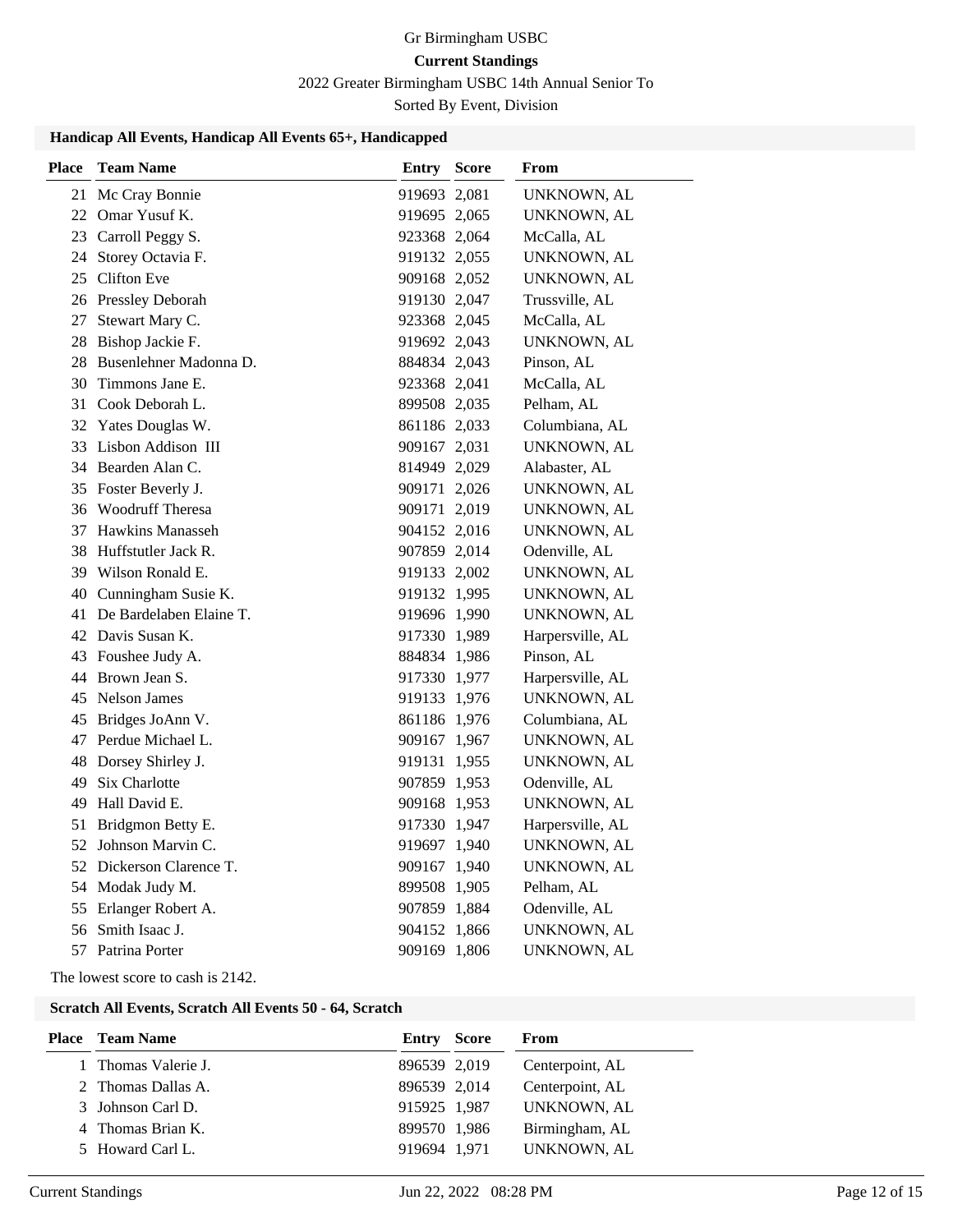Gr Birmingham USBC

**Current Standings**

2022 Greater Birmingham USBC 14th Annual Senior To

Sorted By Event, Division

### Handicap All Events, Handicap All Events 65+, Handicapped

| Place | Team Name | Entry | Score | From |
|---|---|---|---|---|
| 21 | Mc Cray Bonnie | 919693 | 2,081 | UNKNOWN, AL |
| 22 | Omar Yusuf K. | 919695 | 2,065 | UNKNOWN, AL |
| 23 | Carroll Peggy S. | 923368 | 2,064 | McCalla, AL |
| 24 | Storey Octavia F. | 919132 | 2,055 | UNKNOWN, AL |
| 25 | Clifton Eve | 909168 | 2,052 | UNKNOWN, AL |
| 26 | Pressley Deborah | 919130 | 2,047 | Trussville, AL |
| 27 | Stewart Mary C. | 923368 | 2,045 | McCalla, AL |
| 28 | Bishop Jackie F. | 919692 | 2,043 | UNKNOWN, AL |
| 28 | Busenlehner Madonna D. | 884834 | 2,043 | Pinson, AL |
| 30 | Timmons Jane E. | 923368 | 2,041 | McCalla, AL |
| 31 | Cook Deborah L. | 899508 | 2,035 | Pelham, AL |
| 32 | Yates Douglas W. | 861186 | 2,033 | Columbiana, AL |
| 33 | Lisbon Addison III | 909167 | 2,031 | UNKNOWN, AL |
| 34 | Bearden Alan C. | 814949 | 2,029 | Alabaster, AL |
| 35 | Foster Beverly J. | 909171 | 2,026 | UNKNOWN, AL |
| 36 | Woodruff Theresa | 909171 | 2,019 | UNKNOWN, AL |
| 37 | Hawkins Manasseh | 904152 | 2,016 | UNKNOWN, AL |
| 38 | Huffstutler Jack R. | 907859 | 2,014 | Odenville, AL |
| 39 | Wilson Ronald E. | 919133 | 2,002 | UNKNOWN, AL |
| 40 | Cunningham Susie K. | 919132 | 1,995 | UNKNOWN, AL |
| 41 | De Bardelaben Elaine T. | 919696 | 1,990 | UNKNOWN, AL |
| 42 | Davis Susan K. | 917330 | 1,989 | Harpersville, AL |
| 43 | Foushee Judy A. | 884834 | 1,986 | Pinson, AL |
| 44 | Brown Jean S. | 917330 | 1,977 | Harpersville, AL |
| 45 | Nelson James | 919133 | 1,976 | UNKNOWN, AL |
| 45 | Bridges JoAnn V. | 861186 | 1,976 | Columbiana, AL |
| 47 | Perdue Michael L. | 909167 | 1,967 | UNKNOWN, AL |
| 48 | Dorsey Shirley J. | 919131 | 1,955 | UNKNOWN, AL |
| 49 | Six Charlotte | 907859 | 1,953 | Odenville, AL |
| 49 | Hall David E. | 909168 | 1,953 | UNKNOWN, AL |
| 51 | Bridgmon Betty E. | 917330 | 1,947 | Harpersville, AL |
| 52 | Johnson Marvin C. | 919697 | 1,940 | UNKNOWN, AL |
| 52 | Dickerson Clarence T. | 909167 | 1,940 | UNKNOWN, AL |
| 54 | Modak Judy M. | 899508 | 1,905 | Pelham, AL |
| 55 | Erlanger Robert A. | 907859 | 1,884 | Odenville, AL |
| 56 | Smith Isaac J. | 904152 | 1,866 | UNKNOWN, AL |
| 57 | Patrina Porter | 909169 | 1,806 | UNKNOWN, AL |

The lowest score to cash is 2142.

### Scratch All Events, Scratch All Events 50 - 64, Scratch

| Place | Team Name | Entry | Score | From |
|---|---|---|---|---|
| 1 | Thomas Valerie J. | 896539 | 2,019 | Centerpoint, AL |
| 2 | Thomas Dallas A. | 896539 | 2,014 | Centerpoint, AL |
| 3 | Johnson Carl D. | 915925 | 1,987 | UNKNOWN, AL |
| 4 | Thomas Brian K. | 899570 | 1,986 | Birmingham, AL |
| 5 | Howard Carl L. | 919694 | 1,971 | UNKNOWN, AL |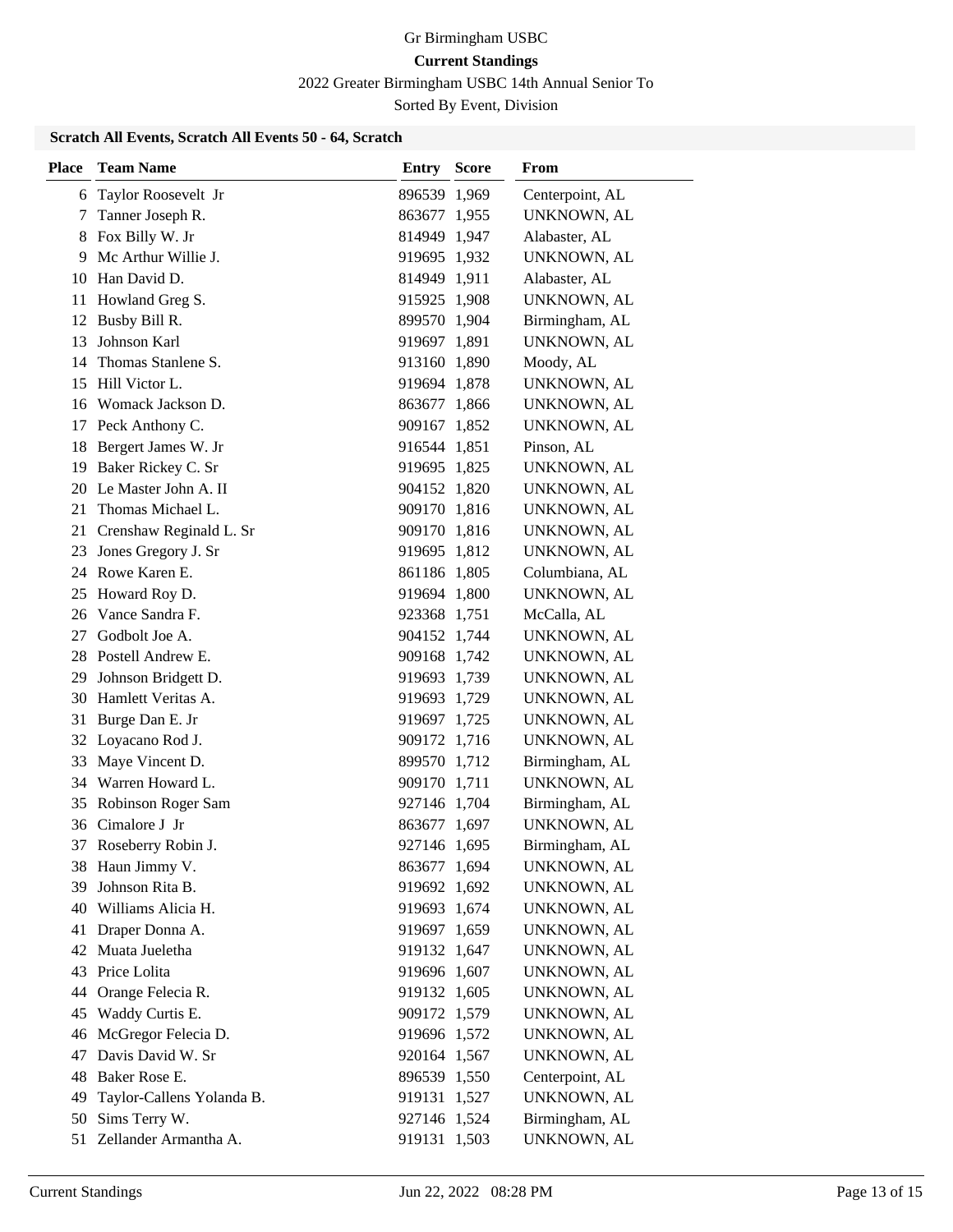Gr Birmingham USBC

**Current Standings**

2022 Greater Birmingham USBC 14th Annual Senior To

Sorted By Event, Division

### Scratch All Events, Scratch All Events 50 - 64, Scratch

| Place | Team Name | Entry | Score | From |
|---|---|---|---|---|
| 6 | Taylor Roosevelt Jr | 896539 | 1,969 | Centerpoint, AL |
| 7 | Tanner Joseph R. | 863677 | 1,955 | UNKNOWN, AL |
| 8 | Fox Billy W. Jr | 814949 | 1,947 | Alabaster, AL |
| 9 | Mc Arthur Willie J. | 919695 | 1,932 | UNKNOWN, AL |
| 10 | Han David D. | 814949 | 1,911 | Alabaster, AL |
| 11 | Howland Greg S. | 915925 | 1,908 | UNKNOWN, AL |
| 12 | Busby Bill R. | 899570 | 1,904 | Birmingham, AL |
| 13 | Johnson Karl | 919697 | 1,891 | UNKNOWN, AL |
| 14 | Thomas Stanlene S. | 913160 | 1,890 | Moody, AL |
| 15 | Hill Victor L. | 919694 | 1,878 | UNKNOWN, AL |
| 16 | Womack Jackson D. | 863677 | 1,866 | UNKNOWN, AL |
| 17 | Peck Anthony C. | 909167 | 1,852 | UNKNOWN, AL |
| 18 | Bergert James W. Jr | 916544 | 1,851 | Pinson, AL |
| 19 | Baker Rickey C. Sr | 919695 | 1,825 | UNKNOWN, AL |
| 20 | Le Master John A. II | 904152 | 1,820 | UNKNOWN, AL |
| 21 | Thomas Michael L. | 909170 | 1,816 | UNKNOWN, AL |
| 21 | Crenshaw Reginald L. Sr | 909170 | 1,816 | UNKNOWN, AL |
| 23 | Jones Gregory J. Sr | 919695 | 1,812 | UNKNOWN, AL |
| 24 | Rowe Karen E. | 861186 | 1,805 | Columbiana, AL |
| 25 | Howard Roy D. | 919694 | 1,800 | UNKNOWN, AL |
| 26 | Vance Sandra F. | 923368 | 1,751 | McCalla, AL |
| 27 | Godbolt Joe A. | 904152 | 1,744 | UNKNOWN, AL |
| 28 | Postell Andrew E. | 909168 | 1,742 | UNKNOWN, AL |
| 29 | Johnson Bridgett D. | 919693 | 1,739 | UNKNOWN, AL |
| 30 | Hamlett Veritas A. | 919693 | 1,729 | UNKNOWN, AL |
| 31 | Burge Dan E. Jr | 919697 | 1,725 | UNKNOWN, AL |
| 32 | Loyacano Rod J. | 909172 | 1,716 | UNKNOWN, AL |
| 33 | Maye Vincent D. | 899570 | 1,712 | Birmingham, AL |
| 34 | Warren Howard L. | 909170 | 1,711 | UNKNOWN, AL |
| 35 | Robinson Roger Sam | 927146 | 1,704 | Birmingham, AL |
| 36 | Cimalore J Jr | 863677 | 1,697 | UNKNOWN, AL |
| 37 | Roseberry Robin J. | 927146 | 1,695 | Birmingham, AL |
| 38 | Haun Jimmy V. | 863677 | 1,694 | UNKNOWN, AL |
| 39 | Johnson Rita B. | 919692 | 1,692 | UNKNOWN, AL |
| 40 | Williams Alicia H. | 919693 | 1,674 | UNKNOWN, AL |
| 41 | Draper Donna A. | 919697 | 1,659 | UNKNOWN, AL |
| 42 | Muata Jueletha | 919132 | 1,647 | UNKNOWN, AL |
| 43 | Price Lolita | 919696 | 1,607 | UNKNOWN, AL |
| 44 | Orange Felecia R. | 919132 | 1,605 | UNKNOWN, AL |
| 45 | Waddy Curtis E. | 909172 | 1,579 | UNKNOWN, AL |
| 46 | McGregor Felecia D. | 919696 | 1,572 | UNKNOWN, AL |
| 47 | Davis David W. Sr | 920164 | 1,567 | UNKNOWN, AL |
| 48 | Baker Rose E. | 896539 | 1,550 | Centerpoint, AL |
| 49 | Taylor-Callens Yolanda B. | 919131 | 1,527 | UNKNOWN, AL |
| 50 | Sims Terry W. | 927146 | 1,524 | Birmingham, AL |
| 51 | Zellander Armantha A. | 919131 | 1,503 | UNKNOWN, AL |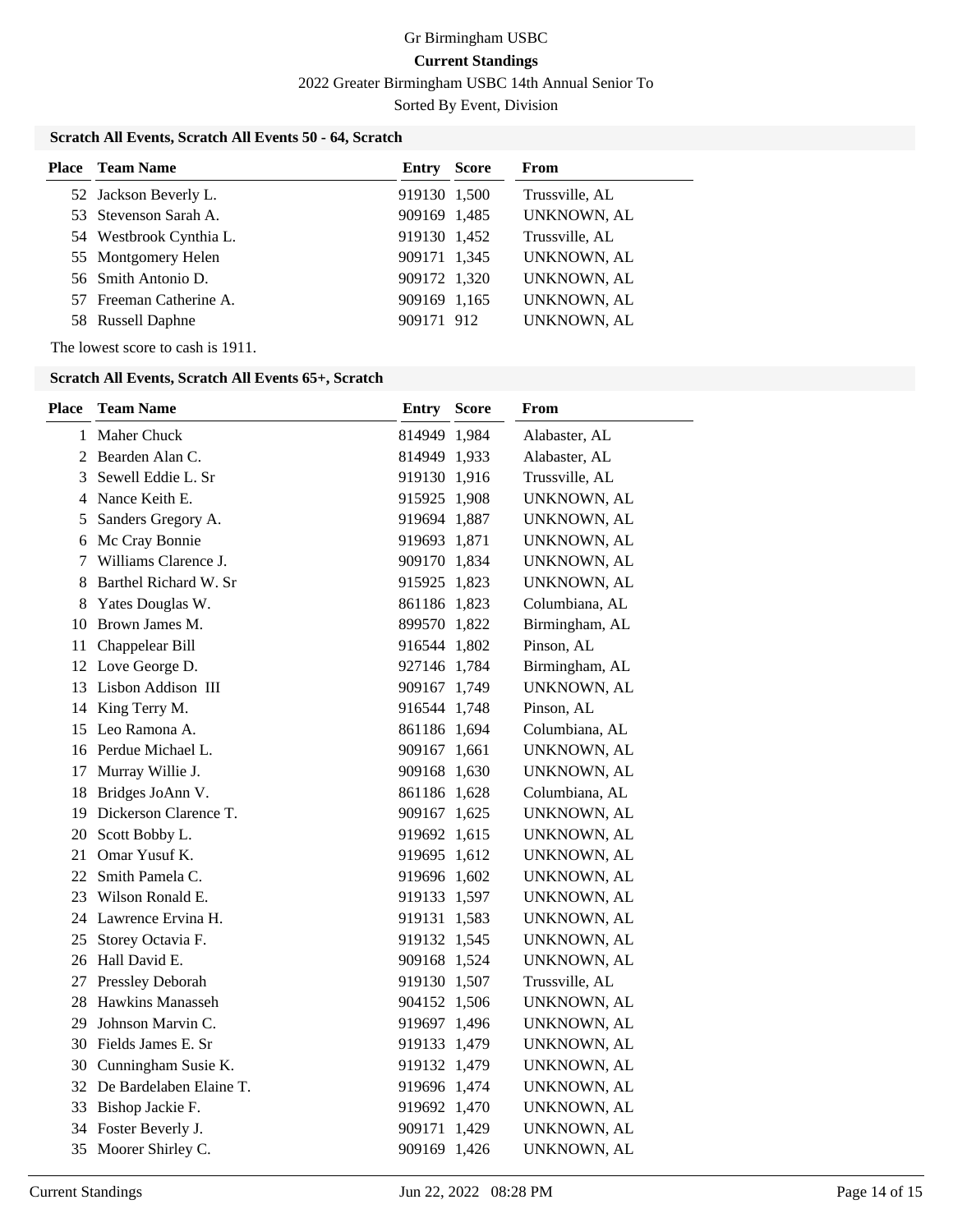# Gr Birmingham USBC

**Current Standings**

2022 Greater Birmingham USBC 14th Annual Senior To

Sorted By Event, Division

### Scratch All Events, Scratch All Events 50 - 64, Scratch

| Place | Team Name | Entry | Score | From |
|---|---|---|---|---|
| 52 | Jackson Beverly L. | 919130 | 1,500 | Trussville, AL |
| 53 | Stevenson Sarah A. | 909169 | 1,485 | UNKNOWN, AL |
| 54 | Westbrook Cynthia L. | 919130 | 1,452 | Trussville, AL |
| 55 | Montgomery Helen | 909171 | 1,345 | UNKNOWN, AL |
| 56 | Smith Antonio D. | 909172 | 1,320 | UNKNOWN, AL |
| 57 | Freeman Catherine A. | 909169 | 1,165 | UNKNOWN, AL |
| 58 | Russell Daphne | 909171 | 912 | UNKNOWN, AL |

The lowest score to cash is 1911.

### Scratch All Events, Scratch All Events 65+, Scratch

| Place | Team Name | Entry | Score | From |
|---|---|---|---|---|
| 1 | Maher Chuck | 814949 | 1,984 | Alabaster, AL |
| 2 | Bearden Alan C. | 814949 | 1,933 | Alabaster, AL |
| 3 | Sewell Eddie L. Sr | 919130 | 1,916 | Trussville, AL |
| 4 | Nance Keith E. | 915925 | 1,908 | UNKNOWN, AL |
| 5 | Sanders Gregory A. | 919694 | 1,887 | UNKNOWN, AL |
| 6 | Mc Cray Bonnie | 919693 | 1,871 | UNKNOWN, AL |
| 7 | Williams Clarence J. | 909170 | 1,834 | UNKNOWN, AL |
| 8 | Barthel Richard W. Sr | 915925 | 1,823 | UNKNOWN, AL |
| 8 | Yates Douglas W. | 861186 | 1,823 | Columbiana, AL |
| 10 | Brown James M. | 899570 | 1,822 | Birmingham, AL |
| 11 | Chappelear Bill | 916544 | 1,802 | Pinson, AL |
| 12 | Love George D. | 927146 | 1,784 | Birmingham, AL |
| 13 | Lisbon Addison III | 909167 | 1,749 | UNKNOWN, AL |
| 14 | King Terry M. | 916544 | 1,748 | Pinson, AL |
| 15 | Leo Ramona A. | 861186 | 1,694 | Columbiana, AL |
| 16 | Perdue Michael L. | 909167 | 1,661 | UNKNOWN, AL |
| 17 | Murray Willie J. | 909168 | 1,630 | UNKNOWN, AL |
| 18 | Bridges JoAnn V. | 861186 | 1,628 | Columbiana, AL |
| 19 | Dickerson Clarence T. | 909167 | 1,625 | UNKNOWN, AL |
| 20 | Scott Bobby L. | 919692 | 1,615 | UNKNOWN, AL |
| 21 | Omar Yusuf K. | 919695 | 1,612 | UNKNOWN, AL |
| 22 | Smith Pamela C. | 919696 | 1,602 | UNKNOWN, AL |
| 23 | Wilson Ronald E. | 919133 | 1,597 | UNKNOWN, AL |
| 24 | Lawrence Ervina H. | 919131 | 1,583 | UNKNOWN, AL |
| 25 | Storey Octavia F. | 919132 | 1,545 | UNKNOWN, AL |
| 26 | Hall David E. | 909168 | 1,524 | UNKNOWN, AL |
| 27 | Pressley Deborah | 919130 | 1,507 | Trussville, AL |
| 28 | Hawkins Manasseh | 904152 | 1,506 | UNKNOWN, AL |
| 29 | Johnson Marvin C. | 919697 | 1,496 | UNKNOWN, AL |
| 30 | Fields James E. Sr | 919133 | 1,479 | UNKNOWN, AL |
| 30 | Cunningham Susie K. | 919132 | 1,479 | UNKNOWN, AL |
| 32 | De Bardelaben Elaine T. | 919696 | 1,474 | UNKNOWN, AL |
| 33 | Bishop Jackie F. | 919692 | 1,470 | UNKNOWN, AL |
| 34 | Foster Beverly J. | 909171 | 1,429 | UNKNOWN, AL |
| 35 | Moorer Shirley C. | 909169 | 1,426 | UNKNOWN, AL |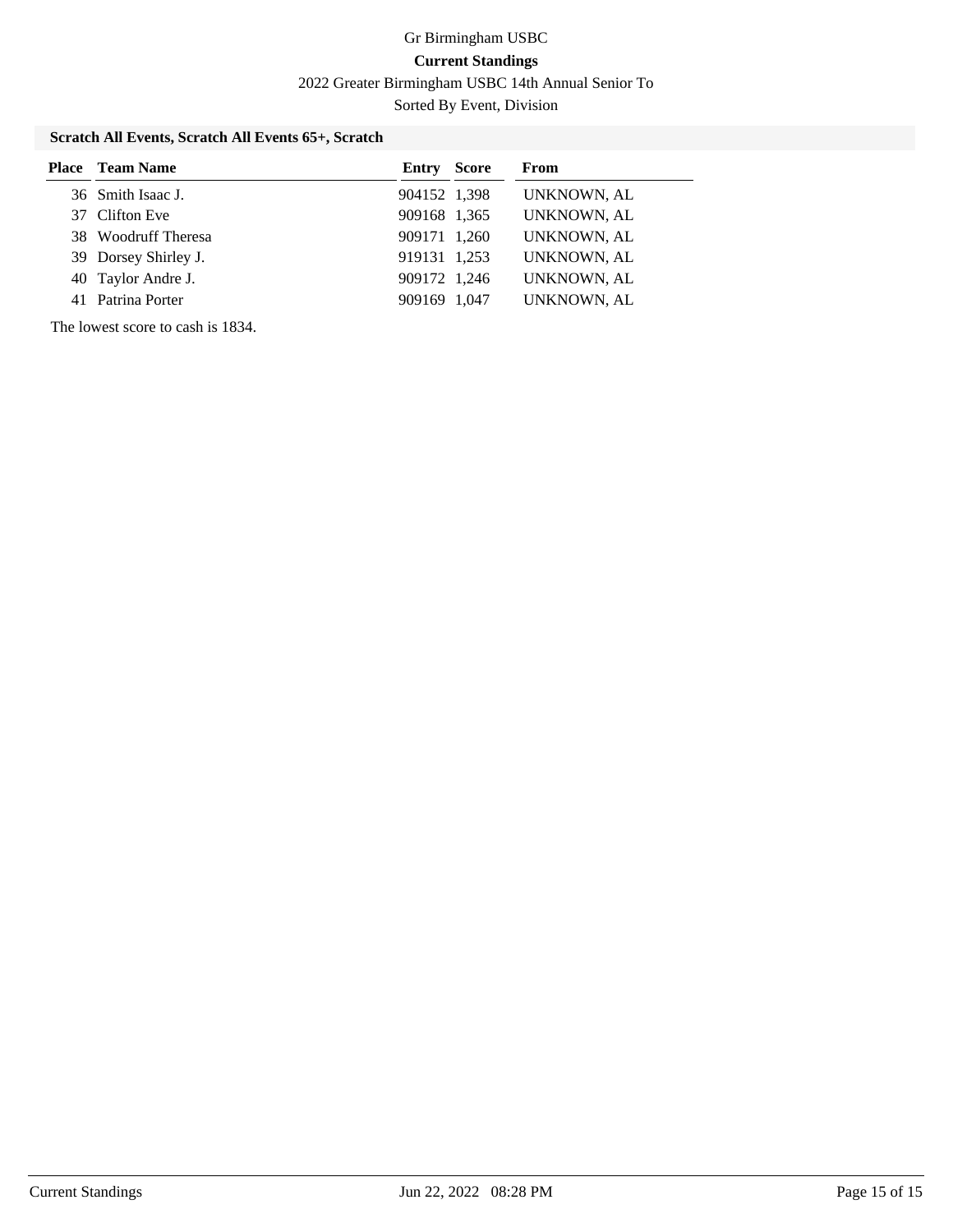Gr Birmingham USBC

**Current Standings**

2022 Greater Birmingham USBC 14th Annual Senior To

Sorted By Event, Division

### Scratch All Events, Scratch All Events 65+, Scratch

| Place | Team Name | Entry | Score | From |
|---|---|---|---|---|
| 36 | Smith Isaac J. | 904152 | 1,398 | UNKNOWN, AL |
| 37 | Clifton Eve | 909168 | 1,365 | UNKNOWN, AL |
| 38 | Woodruff Theresa | 909171 | 1,260 | UNKNOWN, AL |
| 39 | Dorsey Shirley J. | 919131 | 1,253 | UNKNOWN, AL |
| 40 | Taylor Andre J. | 909172 | 1,246 | UNKNOWN, AL |
| 41 | Patrina Porter | 909169 | 1,047 | UNKNOWN, AL |

The lowest score to cash is 1834.